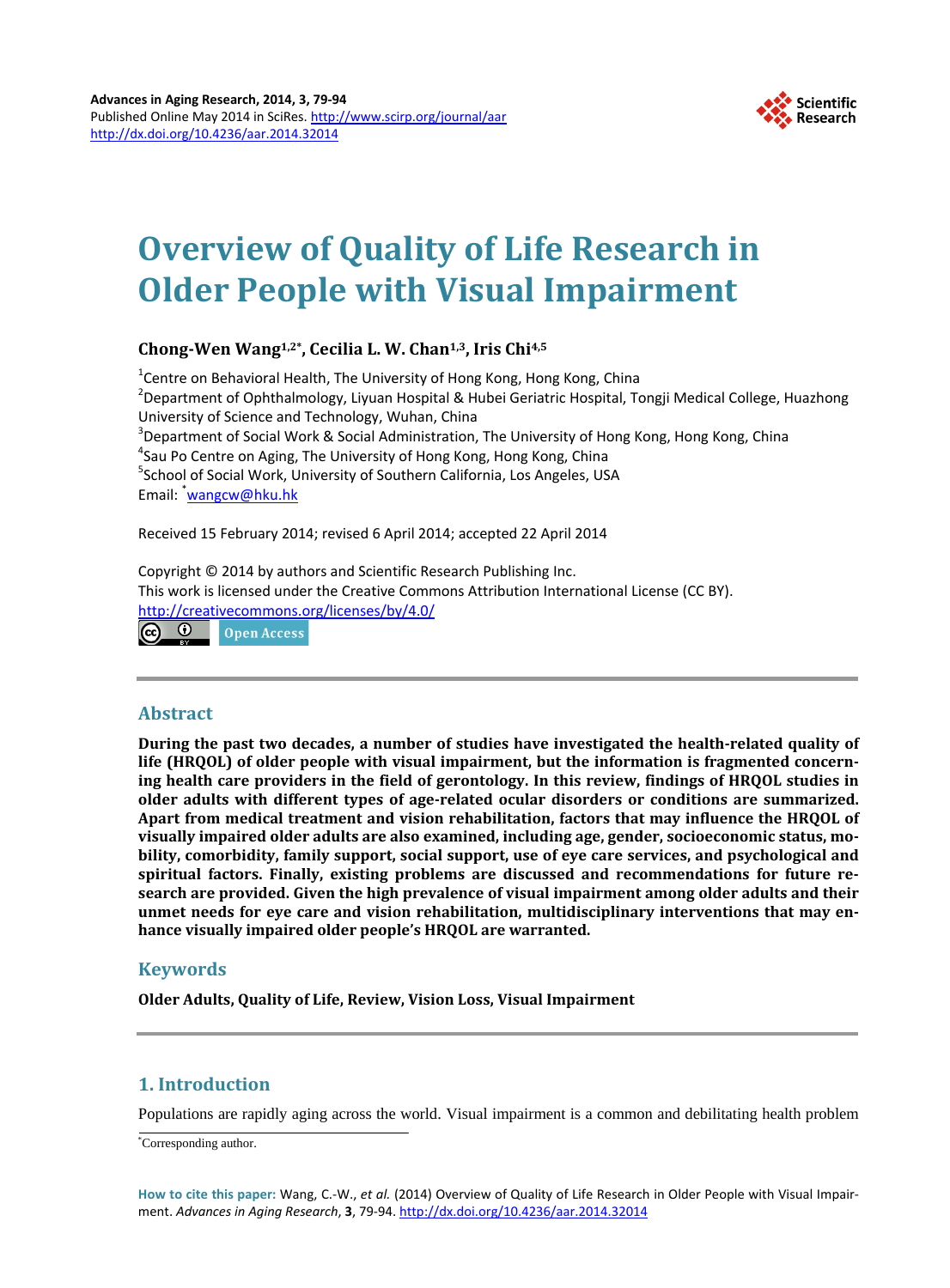Advances in Aging Research, 2014, 3, 79-94
Published Online May 2014 in SciRes. http://www.scirp.org/journal/aar
http://dx.doi.org/10.4236/aar.2014.32014

# Overview of Quality of Life Research in Older People with Visual Impairment

**Chong-Wen Wang[1,2*], Cecilia L. W. Chan[1,3], Iris Chi[4,5]**

[1]Centre on Behavioral Health, The University of Hong Kong, Hong Kong, China
[2]Department of Ophthalmology, Liyuan Hospital & Hubei Geriatric Hospital, Tongji Medical College, Huazhong University of Science and Technology, Wuhan, China
[3]Department of Social Work & Social Administration, The University of Hong Kong, Hong Kong, China
[4]Sau Po Centre on Aging, The University of Hong Kong, Hong Kong, China
[5]School of Social Work, University of Southern California, Los Angeles, USA
Email: [*]wangcw@hku.hk

Received 15 February 2014; revised 6 April 2014; accepted 22 April 2014

Copyright © 2014 by authors and Scientific Research Publishing Inc.
This work is licensed under the Creative Commons Attribution International License (CC BY).
http://creativecommons.org/licenses/by/4.0/
Open Access

## Abstract

**During the past two decades, a number of studies have investigated the health-related quality of life (HRQOL) of older people with visual impairment, but the information is fragmented concerning health care providers in the field of gerontology. In this review, findings of HRQOL studies in older adults with different types of age-related ocular disorders or conditions are summarized. Apart from medical treatment and vision rehabilitation, factors that may influence the HRQOL of visually impaired older adults are also examined, including age, gender, socioeconomic status, mobility, comorbidity, family support, social support, use of eye care services, and psychological and spiritual factors. Finally, existing problems are discussed and recommendations for future research are provided. Given the high prevalence of visual impairment among older adults and their unmet needs for eye care and vision rehabilitation, multidisciplinary interventions that may enhance visually impaired older people's HRQOL are warranted.**

## Keywords

**Older Adults, Quality of Life, Review, Vision Loss, Visual Impairment**

## 1. Introduction

Populations are rapidly aging across the world. Visual impairment is a common and debilitating health problem

[*]Corresponding author.

**How to cite this paper:** Wang, C.-W., *et al.* (2014) Overview of Quality of Life Research in Older People with Visual Impairment. *Advances in Aging Research*, **3**, 79-94. http://dx.doi.org/10.4236/aar.2014.32014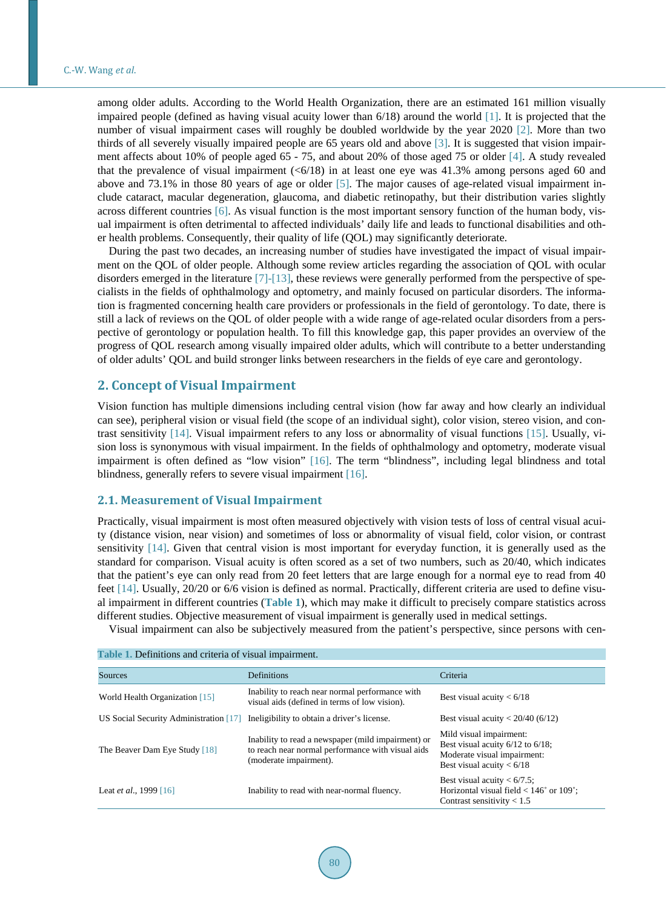among older adults. According to the World Health Organization, there are an estimated 161 million visually impaired people (defined as having visual acuity lower than 6/18) around the world [1]. It is projected that the number of visual impairment cases will roughly be doubled worldwide by the year 2020 [2]. More than two thirds of all severely visually impaired people are 65 years old and above [3]. It is suggested that vision impairment affects about 10% of people aged 65 - 75, and about 20% of those aged 75 or older [4]. A study revealed that the prevalence of visual impairment (<6/18) in at least one eye was 41.3% among persons aged 60 and above and 73.1% in those 80 years of age or older [5]. The major causes of age-related visual impairment include cataract, macular degeneration, glaucoma, and diabetic retinopathy, but their distribution varies slightly across different countries [6]. As visual function is the most important sensory function of the human body, visual impairment is often detrimental to affected individuals' daily life and leads to functional disabilities and other health problems. Consequently, their quality of life (QOL) may significantly deteriorate.

During the past two decades, an increasing number of studies have investigated the impact of visual impairment on the QOL of older people. Although some review articles regarding the association of QOL with ocular disorders emerged in the literature [7]-[13], these reviews were generally performed from the perspective of specialists in the fields of ophthalmology and optometry, and mainly focused on particular disorders. The information is fragmented concerning health care providers or professionals in the field of gerontology. To date, there is still a lack of reviews on the QOL of older people with a wide range of age-related ocular disorders from a perspective of gerontology or population health. To fill this knowledge gap, this paper provides an overview of the progress of QOL research among visually impaired older adults, which will contribute to a better understanding of older adults' QOL and build stronger links between researchers in the fields of eye care and gerontology.

## 2. Concept of Visual Impairment

Vision function has multiple dimensions including central vision (how far away and how clearly an individual can see), peripheral vision or visual field (the scope of an individual sight), color vision, stereo vision, and contrast sensitivity [14]. Visual impairment refers to any loss or abnormality of visual functions [15]. Usually, vision loss is synonymous with visual impairment. In the fields of ophthalmology and optometry, moderate visual impairment is often defined as "low vision" [16]. The term "blindness", including legal blindness and total blindness, generally refers to severe visual impairment [16].

### 2.1. Measurement of Visual Impairment

Practically, visual impairment is most often measured objectively with vision tests of loss of central visual acuity (distance vision, near vision) and sometimes of loss or abnormality of visual field, color vision, or contrast sensitivity [14]. Given that central vision is most important for everyday function, it is generally used as the standard for comparison. Visual acuity is often scored as a set of two numbers, such as 20/40, which indicates that the patient's eye can only read from 20 feet letters that are large enough for a normal eye to read from 40 feet [14]. Usually, 20/20 or 6/6 vision is defined as normal. Practically, different criteria are used to define visual impairment in different countries (**Table 1**), which may make it difficult to precisely compare statistics across different studies. Objective measurement of visual impairment is generally used in medical settings.

Visual impairment can also be subjectively measured from the patient's perspective, since persons with cen-

**Table 1.** Definitions and criteria of visual impairment.

| Sources | Definitions | Criteria |
|---|---|---|
| World Health Organization [15] | Inability to reach near normal performance with visual aids (defined in terms of low vision). | Best visual acuity < 6/18 |
| US Social Security Administration [17] | Ineligibility to obtain a driver's license. | Best visual acuity < 20/40 (6/12) |
| The Beaver Dam Eye Study [18] | Inability to read a newspaper (mild impairment) or to reach near normal performance with visual aids (moderate impairment). | Mild visual impairment: Best visual acuity 6/12 to 6/18; Moderate visual impairment: Best visual acuity < 6/18 |
| Leat *et al.*, 1999 [16] | Inability to read with near-normal fluency. | Best visual acuity < 6/7.5; Horizontal visual field < 146˚ or 109˚; Contrast sensitivity < 1.5 |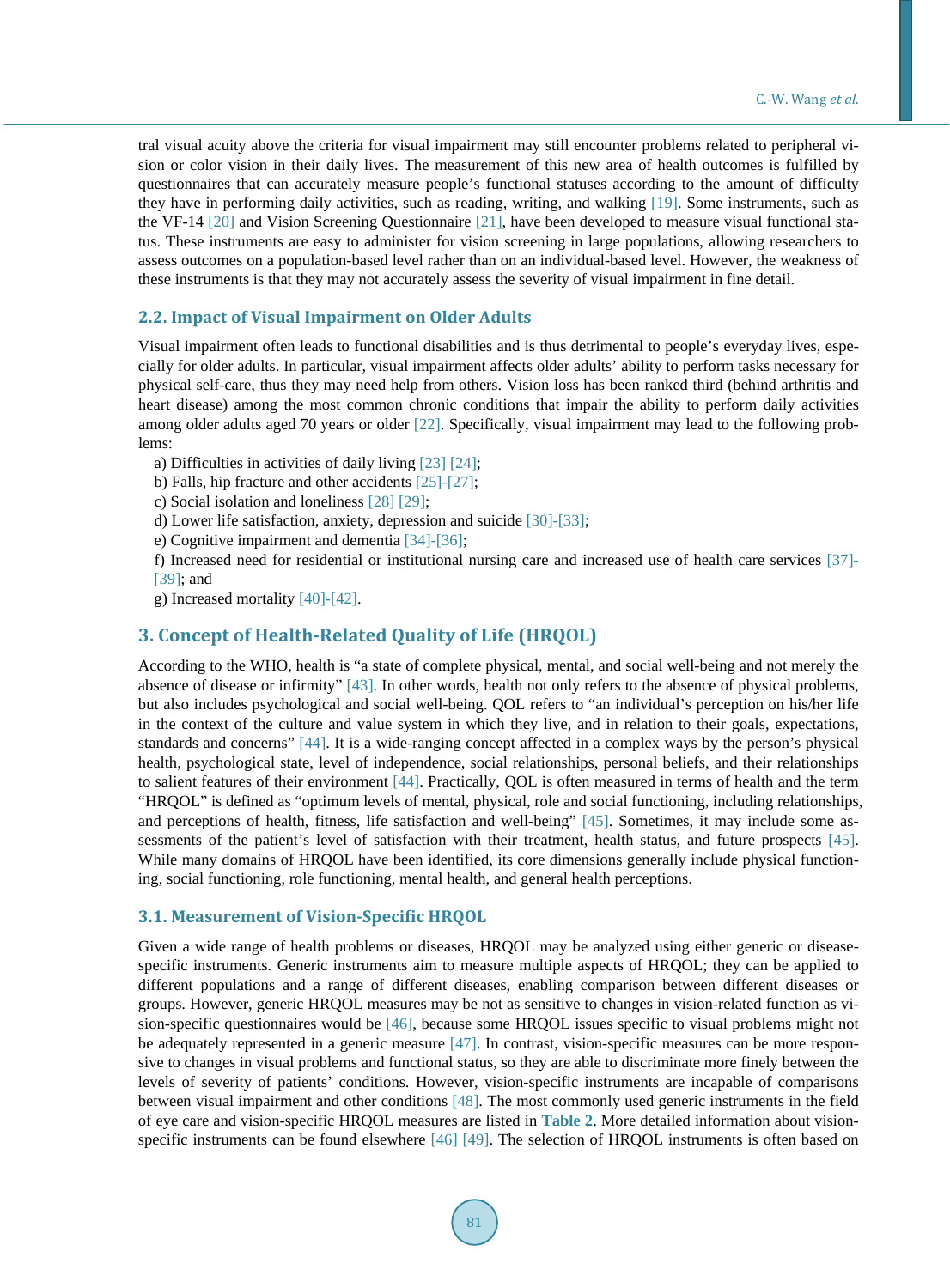tral visual acuity above the criteria for visual impairment may still encounter problems related to peripheral vision or color vision in their daily lives. The measurement of this new area of health outcomes is fulfilled by questionnaires that can accurately measure people's functional statuses according to the amount of difficulty they have in performing daily activities, such as reading, writing, and walking [19]. Some instruments, such as the VF-14 [20] and Vision Screening Questionnaire [21], have been developed to measure visual functional status. These instruments are easy to administer for vision screening in large populations, allowing researchers to assess outcomes on a population-based level rather than on an individual-based level. However, the weakness of these instruments is that they may not accurately assess the severity of visual impairment in fine detail.

### 2.2. Impact of Visual Impairment on Older Adults

Visual impairment often leads to functional disabilities and is thus detrimental to people's everyday lives, especially for older adults. In particular, visual impairment affects older adults' ability to perform tasks necessary for physical self-care, thus they may need help from others. Vision loss has been ranked third (behind arthritis and heart disease) among the most common chronic conditions that impair the ability to perform daily activities among older adults aged 70 years or older [22]. Specifically, visual impairment may lead to the following problems:

a) Difficulties in activities of daily living [23] [24];
b) Falls, hip fracture and other accidents [25]-[27];
c) Social isolation and loneliness [28] [29];
d) Lower life satisfaction, anxiety, depression and suicide [30]-[33];
e) Cognitive impairment and dementia [34]-[36];
f) Increased need for residential or institutional nursing care and increased use of health care services [37]-[39]; and
g) Increased mortality [40]-[42].

## 3. Concept of Health-Related Quality of Life (HRQOL)

According to the WHO, health is "a state of complete physical, mental, and social well-being and not merely the absence of disease or infirmity" [43]. In other words, health not only refers to the absence of physical problems, but also includes psychological and social well-being. QOL refers to "an individual's perception on his/her life in the context of the culture and value system in which they live, and in relation to their goals, expectations, standards and concerns" [44]. It is a wide-ranging concept affected in a complex ways by the person's physical health, psychological state, level of independence, social relationships, personal beliefs, and their relationships to salient features of their environment [44]. Practically, QOL is often measured in terms of health and the term "HRQOL" is defined as "optimum levels of mental, physical, role and social functioning, including relationships, and perceptions of health, fitness, life satisfaction and well-being" [45]. Sometimes, it may include some assessments of the patient's level of satisfaction with their treatment, health status, and future prospects [45]. While many domains of HRQOL have been identified, its core dimensions generally include physical functioning, social functioning, role functioning, mental health, and general health perceptions.

### 3.1. Measurement of Vision-Specific HRQOL

Given a wide range of health problems or diseases, HRQOL may be analyzed using either generic or disease-specific instruments. Generic instruments aim to measure multiple aspects of HRQOL; they can be applied to different populations and a range of different diseases, enabling comparison between different diseases or groups. However, generic HRQOL measures may be not as sensitive to changes in vision-related function as vision-specific questionnaires would be [46], because some HRQOL issues specific to visual problems might not be adequately represented in a generic measure [47]. In contrast, vision-specific measures can be more responsive to changes in visual problems and functional status, so they are able to discriminate more finely between the levels of severity of patients' conditions. However, vision-specific instruments are incapable of comparisons between visual impairment and other conditions [48]. The most commonly used generic instruments in the field of eye care and vision-specific HRQOL measures are listed in **Table 2**. More detailed information about vision-specific instruments can be found elsewhere [46] [49]. The selection of HRQOL instruments is often based on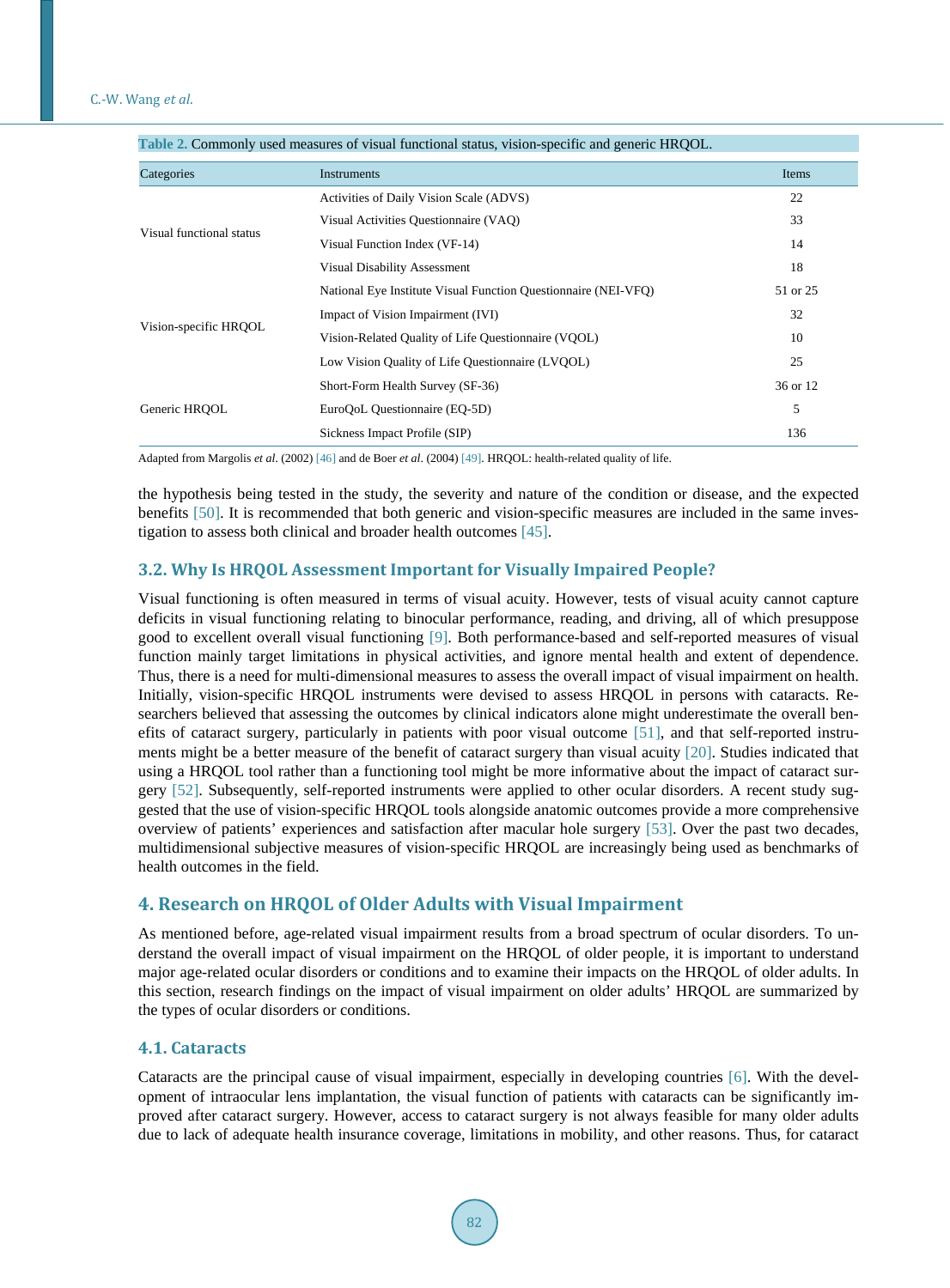**Table 2.** Commonly used measures of visual functional status, vision-specific and generic HRQOL.

| Categories | Instruments | Items |
|---|---|---|
| Visual functional status | Activities of Daily Vision Scale (ADVS) | 22 |
| | Visual Activities Questionnaire (VAQ) | 33 |
| | Visual Function Index (VF-14) | 14 |
| | Visual Disability Assessment | 18 |
| Vision-specific HRQOL | National Eye Institute Visual Function Questionnaire (NEI-VFQ) | 51 or 25 |
| | Impact of Vision Impairment (IVI) | 32 |
| | Vision-Related Quality of Life Questionnaire (VQOL) | 10 |
| | Low Vision Quality of Life Questionnaire (LVQOL) | 25 |
| Generic HRQOL | Short-Form Health Survey (SF-36) | 36 or 12 |
| | EuroQoL Questionnaire (EQ-5D) | 5 |
| | Sickness Impact Profile (SIP) | 136 |

Adapted from Margolis *et al*. (2002) [46] and de Boer *et al*. (2004) [49]. HRQOL: health-related quality of life.

the hypothesis being tested in the study, the severity and nature of the condition or disease, and the expected benefits [50]. It is recommended that both generic and vision-specific measures are included in the same investigation to assess both clinical and broader health outcomes [45].

### 3.2. Why Is HRQOL Assessment Important for Visually Impaired People?

Visual functioning is often measured in terms of visual acuity. However, tests of visual acuity cannot capture deficits in visual functioning relating to binocular performance, reading, and driving, all of which presuppose good to excellent overall visual functioning [9]. Both performance-based and self-reported measures of visual function mainly target limitations in physical activities, and ignore mental health and extent of dependence. Thus, there is a need for multi-dimensional measures to assess the overall impact of visual impairment on health. Initially, vision-specific HRQOL instruments were devised to assess HRQOL in persons with cataracts. Researchers believed that assessing the outcomes by clinical indicators alone might underestimate the overall benefits of cataract surgery, particularly in patients with poor visual outcome [51], and that self-reported instruments might be a better measure of the benefit of cataract surgery than visual acuity [20]. Studies indicated that using a HRQOL tool rather than a functioning tool might be more informative about the impact of cataract surgery [52]. Subsequently, self-reported instruments were applied to other ocular disorders. A recent study suggested that the use of vision-specific HRQOL tools alongside anatomic outcomes provide a more comprehensive overview of patients' experiences and satisfaction after macular hole surgery [53]. Over the past two decades, multidimensional subjective measures of vision-specific HRQOL are increasingly being used as benchmarks of health outcomes in the field.

## 4. Research on HRQOL of Older Adults with Visual Impairment

As mentioned before, age-related visual impairment results from a broad spectrum of ocular disorders. To understand the overall impact of visual impairment on the HRQOL of older people, it is important to understand major age-related ocular disorders or conditions and to examine their impacts on the HRQOL of older adults. In this section, research findings on the impact of visual impairment on older adults' HRQOL are summarized by the types of ocular disorders or conditions.

### 4.1. Cataracts

Cataracts are the principal cause of visual impairment, especially in developing countries [6]. With the development of intraocular lens implantation, the visual function of patients with cataracts can be significantly improved after cataract surgery. However, access to cataract surgery is not always feasible for many older adults due to lack of adequate health insurance coverage, limitations in mobility, and other reasons. Thus, for cataract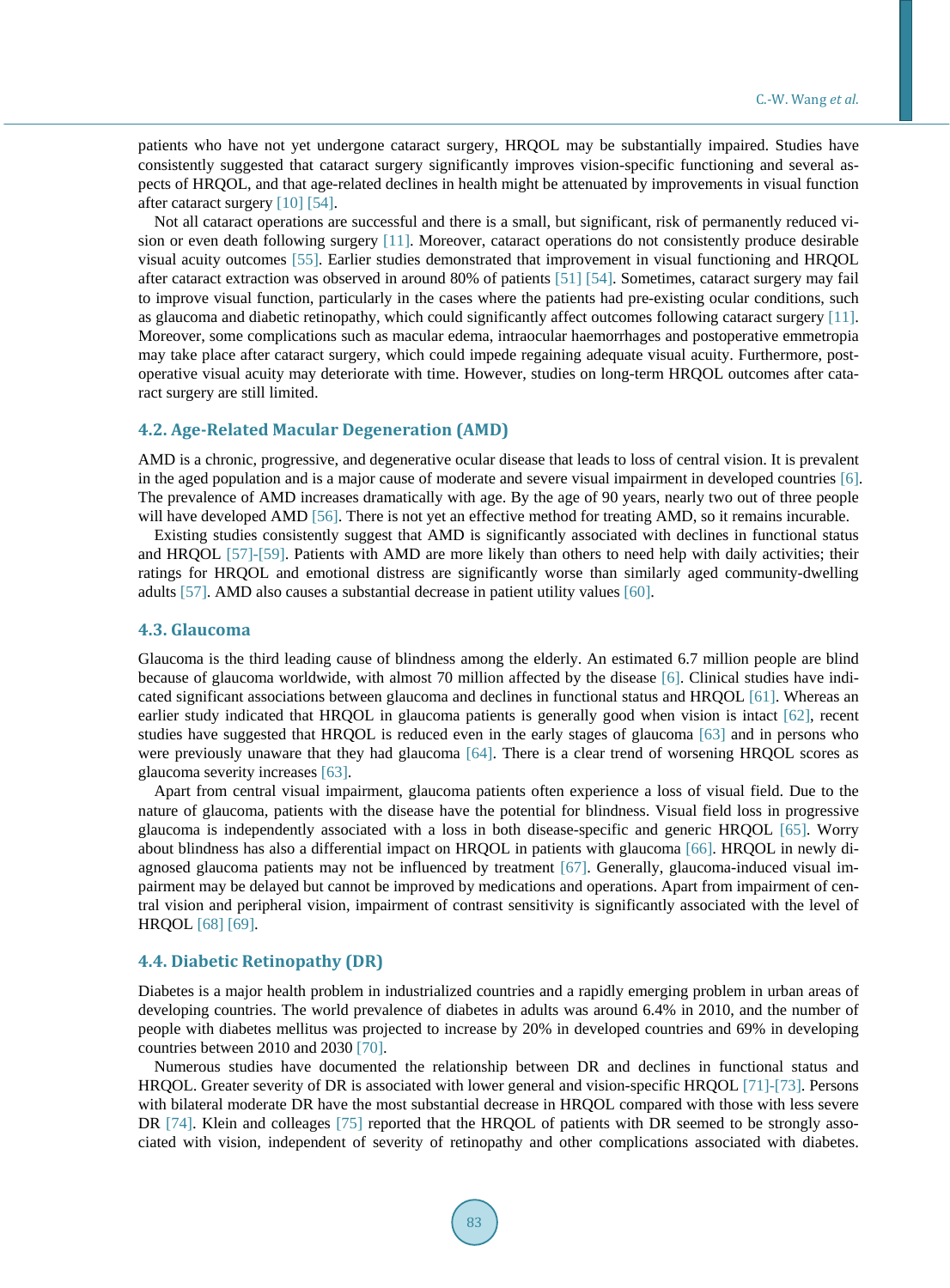patients who have not yet undergone cataract surgery, HRQOL may be substantially impaired. Studies have consistently suggested that cataract surgery significantly improves vision-specific functioning and several aspects of HRQOL, and that age-related declines in health might be attenuated by improvements in visual function after cataract surgery [10] [54].

Not all cataract operations are successful and there is a small, but significant, risk of permanently reduced vision or even death following surgery [11]. Moreover, cataract operations do not consistently produce desirable visual acuity outcomes [55]. Earlier studies demonstrated that improvement in visual functioning and HRQOL after cataract extraction was observed in around 80% of patients [51] [54]. Sometimes, cataract surgery may fail to improve visual function, particularly in the cases where the patients had pre-existing ocular conditions, such as glaucoma and diabetic retinopathy, which could significantly affect outcomes following cataract surgery [11]. Moreover, some complications such as macular edema, intraocular haemorrhages and postoperative emmetropia may take place after cataract surgery, which could impede regaining adequate visual acuity. Furthermore, postoperative visual acuity may deteriorate with time. However, studies on long-term HRQOL outcomes after cataract surgery are still limited.

### 4.2. Age-Related Macular Degeneration (AMD)

AMD is a chronic, progressive, and degenerative ocular disease that leads to loss of central vision. It is prevalent in the aged population and is a major cause of moderate and severe visual impairment in developed countries [6]. The prevalence of AMD increases dramatically with age. By the age of 90 years, nearly two out of three people will have developed AMD [56]. There is not yet an effective method for treating AMD, so it remains incurable.

Existing studies consistently suggest that AMD is significantly associated with declines in functional status and HRQOL [57]-[59]. Patients with AMD are more likely than others to need help with daily activities; their ratings for HRQOL and emotional distress are significantly worse than similarly aged community-dwelling adults [57]. AMD also causes a substantial decrease in patient utility values [60].

### 4.3. Glaucoma

Glaucoma is the third leading cause of blindness among the elderly. An estimated 6.7 million people are blind because of glaucoma worldwide, with almost 70 million affected by the disease [6]. Clinical studies have indicated significant associations between glaucoma and declines in functional status and HRQOL [61]. Whereas an earlier study indicated that HRQOL in glaucoma patients is generally good when vision is intact [62], recent studies have suggested that HRQOL is reduced even in the early stages of glaucoma [63] and in persons who were previously unaware that they had glaucoma [64]. There is a clear trend of worsening HRQOL scores as glaucoma severity increases [63].

Apart from central visual impairment, glaucoma patients often experience a loss of visual field. Due to the nature of glaucoma, patients with the disease have the potential for blindness. Visual field loss in progressive glaucoma is independently associated with a loss in both disease-specific and generic HRQOL [65]. Worry about blindness has also a differential impact on HRQOL in patients with glaucoma [66]. HRQOL in newly diagnosed glaucoma patients may not be influenced by treatment [67]. Generally, glaucoma-induced visual impairment may be delayed but cannot be improved by medications and operations. Apart from impairment of central vision and peripheral vision, impairment of contrast sensitivity is significantly associated with the level of HRQOL [68] [69].

### 4.4. Diabetic Retinopathy (DR)

Diabetes is a major health problem in industrialized countries and a rapidly emerging problem in urban areas of developing countries. The world prevalence of diabetes in adults was around 6.4% in 2010, and the number of people with diabetes mellitus was projected to increase by 20% in developed countries and 69% in developing countries between 2010 and 2030 [70].

Numerous studies have documented the relationship between DR and declines in functional status and HRQOL. Greater severity of DR is associated with lower general and vision-specific HRQOL [71]-[73]. Persons with bilateral moderate DR have the most substantial decrease in HRQOL compared with those with less severe DR [74]. Klein and colleages [75] reported that the HRQOL of patients with DR seemed to be strongly associated with vision, independent of severity of retinopathy and other complications associated with diabetes.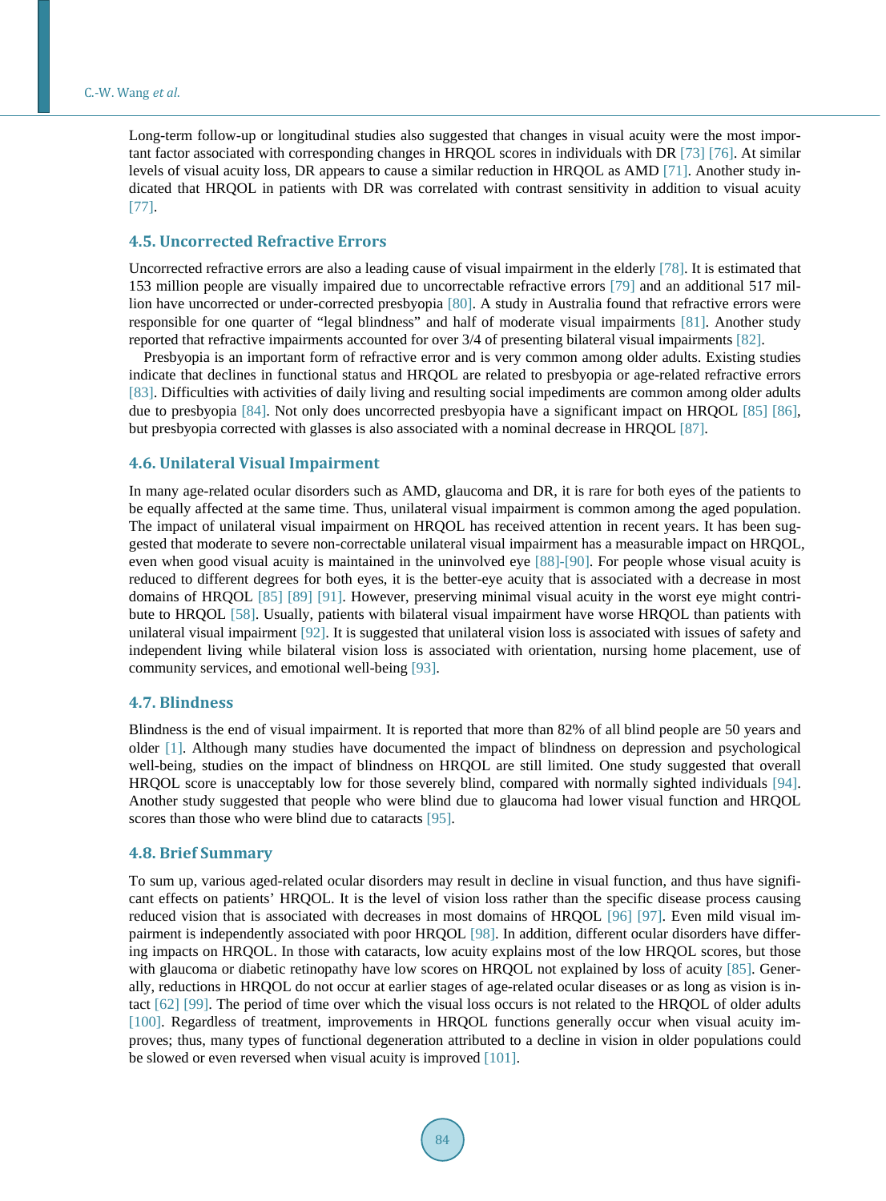Long-term follow-up or longitudinal studies also suggested that changes in visual acuity were the most important factor associated with corresponding changes in HRQOL scores in individuals with DR [73] [76]. At similar levels of visual acuity loss, DR appears to cause a similar reduction in HRQOL as AMD [71]. Another study indicated that HRQOL in patients with DR was correlated with contrast sensitivity in addition to visual acuity [77].

### 4.5. Uncorrected Refractive Errors

Uncorrected refractive errors are also a leading cause of visual impairment in the elderly [78]. It is estimated that 153 million people are visually impaired due to uncorrectable refractive errors [79] and an additional 517 million have uncorrected or under-corrected presbyopia [80]. A study in Australia found that refractive errors were responsible for one quarter of "legal blindness" and half of moderate visual impairments [81]. Another study reported that refractive impairments accounted for over 3/4 of presenting bilateral visual impairments [82].

Presbyopia is an important form of refractive error and is very common among older adults. Existing studies indicate that declines in functional status and HRQOL are related to presbyopia or age-related refractive errors [83]. Difficulties with activities of daily living and resulting social impediments are common among older adults due to presbyopia [84]. Not only does uncorrected presbyopia have a significant impact on HRQOL [85] [86], but presbyopia corrected with glasses is also associated with a nominal decrease in HRQOL [87].

### 4.6. Unilateral Visual Impairment

In many age-related ocular disorders such as AMD, glaucoma and DR, it is rare for both eyes of the patients to be equally affected at the same time. Thus, unilateral visual impairment is common among the aged population. The impact of unilateral visual impairment on HRQOL has received attention in recent years. It has been suggested that moderate to severe non-correctable unilateral visual impairment has a measurable impact on HRQOL, even when good visual acuity is maintained in the uninvolved eye [88]-[90]. For people whose visual acuity is reduced to different degrees for both eyes, it is the better-eye acuity that is associated with a decrease in most domains of HRQOL [85] [89] [91]. However, preserving minimal visual acuity in the worst eye might contribute to HRQOL [58]. Usually, patients with bilateral visual impairment have worse HRQOL than patients with unilateral visual impairment [92]. It is suggested that unilateral vision loss is associated with issues of safety and independent living while bilateral vision loss is associated with orientation, nursing home placement, use of community services, and emotional well-being [93].

### 4.7. Blindness

Blindness is the end of visual impairment. It is reported that more than 82% of all blind people are 50 years and older [1]. Although many studies have documented the impact of blindness on depression and psychological well-being, studies on the impact of blindness on HRQOL are still limited. One study suggested that overall HRQOL score is unacceptably low for those severely blind, compared with normally sighted individuals [94]. Another study suggested that people who were blind due to glaucoma had lower visual function and HRQOL scores than those who were blind due to cataracts [95].

### 4.8. Brief Summary

To sum up, various aged-related ocular disorders may result in decline in visual function, and thus have significant effects on patients' HRQOL. It is the level of vision loss rather than the specific disease process causing reduced vision that is associated with decreases in most domains of HRQOL [96] [97]. Even mild visual impairment is independently associated with poor HRQOL [98]. In addition, different ocular disorders have differing impacts on HRQOL. In those with cataracts, low acuity explains most of the low HRQOL scores, but those with glaucoma or diabetic retinopathy have low scores on HRQOL not explained by loss of acuity [85]. Generally, reductions in HRQOL do not occur at earlier stages of age-related ocular diseases or as long as vision is intact [62] [99]. The period of time over which the visual loss occurs is not related to the HRQOL of older adults [100]. Regardless of treatment, improvements in HRQOL functions generally occur when visual acuity improves; thus, many types of functional degeneration attributed to a decline in vision in older populations could be slowed or even reversed when visual acuity is improved [101].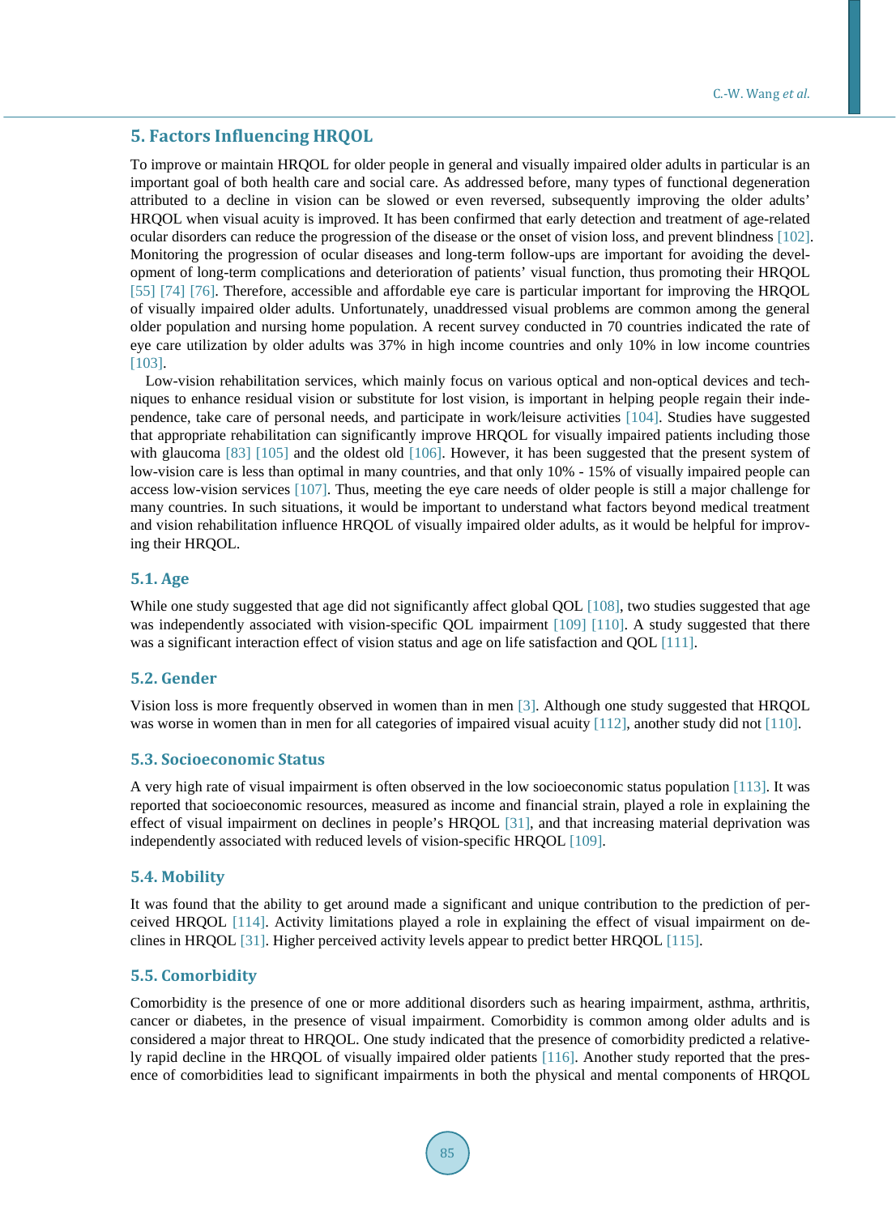## 5. Factors Influencing HRQOL

To improve or maintain HRQOL for older people in general and visually impaired older adults in particular is an important goal of both health care and social care. As addressed before, many types of functional degeneration attributed to a decline in vision can be slowed or even reversed, subsequently improving the older adults' HRQOL when visual acuity is improved. It has been confirmed that early detection and treatment of age-related ocular disorders can reduce the progression of the disease or the onset of vision loss, and prevent blindness [102]. Monitoring the progression of ocular diseases and long-term follow-ups are important for avoiding the development of long-term complications and deterioration of patients' visual function, thus promoting their HRQOL [55] [74] [76]. Therefore, accessible and affordable eye care is particular important for improving the HRQOL of visually impaired older adults. Unfortunately, unaddressed visual problems are common among the general older population and nursing home population. A recent survey conducted in 70 countries indicated the rate of eye care utilization by older adults was 37% in high income countries and only 10% in low income countries [103].

Low-vision rehabilitation services, which mainly focus on various optical and non-optical devices and techniques to enhance residual vision or substitute for lost vision, is important in helping people regain their independence, take care of personal needs, and participate in work/leisure activities [104]. Studies have suggested that appropriate rehabilitation can significantly improve HRQOL for visually impaired patients including those with glaucoma [83] [105] and the oldest old [106]. However, it has been suggested that the present system of low-vision care is less than optimal in many countries, and that only 10% - 15% of visually impaired people can access low-vision services [107]. Thus, meeting the eye care needs of older people is still a major challenge for many countries. In such situations, it would be important to understand what factors beyond medical treatment and vision rehabilitation influence HRQOL of visually impaired older adults, as it would be helpful for improving their HRQOL.

### 5.1. Age

While one study suggested that age did not significantly affect global QOL [108], two studies suggested that age was independently associated with vision-specific QOL impairment [109] [110]. A study suggested that there was a significant interaction effect of vision status and age on life satisfaction and QOL [111].

### 5.2. Gender

Vision loss is more frequently observed in women than in men [3]. Although one study suggested that HRQOL was worse in women than in men for all categories of impaired visual acuity [112], another study did not [110].

### 5.3. Socioeconomic Status

A very high rate of visual impairment is often observed in the low socioeconomic status population [113]. It was reported that socioeconomic resources, measured as income and financial strain, played a role in explaining the effect of visual impairment on declines in people's HRQOL [31], and that increasing material deprivation was independently associated with reduced levels of vision-specific HRQOL [109].

### 5.4. Mobility

It was found that the ability to get around made a significant and unique contribution to the prediction of perceived HRQOL [114]. Activity limitations played a role in explaining the effect of visual impairment on declines in HRQOL [31]. Higher perceived activity levels appear to predict better HRQOL [115].

### 5.5. Comorbidity

Comorbidity is the presence of one or more additional disorders such as hearing impairment, asthma, arthritis, cancer or diabetes, in the presence of visual impairment. Comorbidity is common among older adults and is considered a major threat to HRQOL. One study indicated that the presence of comorbidity predicted a relatively rapid decline in the HRQOL of visually impaired older patients [116]. Another study reported that the presence of comorbidities lead to significant impairments in both the physical and mental components of HRQOL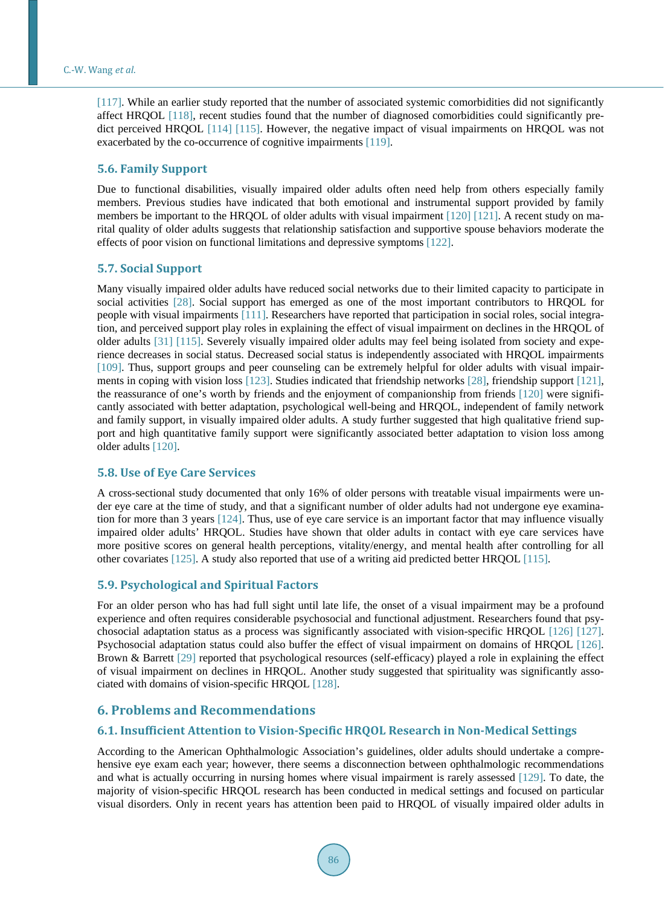[117]. While an earlier study reported that the number of associated systemic comorbidities did not significantly affect HRQOL [118], recent studies found that the number of diagnosed comorbidities could significantly predict perceived HRQOL [114] [115]. However, the negative impact of visual impairments on HRQOL was not exacerbated by the co-occurrence of cognitive impairments [119].

### 5.6. Family Support

Due to functional disabilities, visually impaired older adults often need help from others especially family members. Previous studies have indicated that both emotional and instrumental support provided by family members be important to the HRQOL of older adults with visual impairment [120] [121]. A recent study on marital quality of older adults suggests that relationship satisfaction and supportive spouse behaviors moderate the effects of poor vision on functional limitations and depressive symptoms [122].

### 5.7. Social Support

Many visually impaired older adults have reduced social networks due to their limited capacity to participate in social activities [28]. Social support has emerged as one of the most important contributors to HRQOL for people with visual impairments [111]. Researchers have reported that participation in social roles, social integration, and perceived support play roles in explaining the effect of visual impairment on declines in the HRQOL of older adults [31] [115]. Severely visually impaired older adults may feel being isolated from society and experience decreases in social status. Decreased social status is independently associated with HRQOL impairments [109]. Thus, support groups and peer counseling can be extremely helpful for older adults with visual impairments in coping with vision loss [123]. Studies indicated that friendship networks [28], friendship support [121], the reassurance of one's worth by friends and the enjoyment of companionship from friends [120] were significantly associated with better adaptation, psychological well-being and HRQOL, independent of family network and family support, in visually impaired older adults. A study further suggested that high qualitative friend support and high quantitative family support were significantly associated better adaptation to vision loss among older adults [120].

### 5.8. Use of Eye Care Services

A cross-sectional study documented that only 16% of older persons with treatable visual impairments were under eye care at the time of study, and that a significant number of older adults had not undergone eye examination for more than 3 years [124]. Thus, use of eye care service is an important factor that may influence visually impaired older adults' HRQOL. Studies have shown that older adults in contact with eye care services have more positive scores on general health perceptions, vitality/energy, and mental health after controlling for all other covariates [125]. A study also reported that use of a writing aid predicted better HRQOL [115].

### 5.9. Psychological and Spiritual Factors

For an older person who has had full sight until late life, the onset of a visual impairment may be a profound experience and often requires considerable psychosocial and functional adjustment. Researchers found that psychosocial adaptation status as a process was significantly associated with vision-specific HRQOL [126] [127]. Psychosocial adaptation status could also buffer the effect of visual impairment on domains of HRQOL [126]. Brown & Barrett [29] reported that psychological resources (self-efficacy) played a role in explaining the effect of visual impairment on declines in HRQOL. Another study suggested that spirituality was significantly associated with domains of vision-specific HRQOL [128].

## 6. Problems and Recommendations

### 6.1. Insufficient Attention to Vision-Specific HRQOL Research in Non-Medical Settings

According to the American Ophthalmologic Association's guidelines, older adults should undertake a comprehensive eye exam each year; however, there seems a disconnection between ophthalmologic recommendations and what is actually occurring in nursing homes where visual impairment is rarely assessed [129]. To date, the majority of vision-specific HRQOL research has been conducted in medical settings and focused on particular visual disorders. Only in recent years has attention been paid to HRQOL of visually impaired older adults in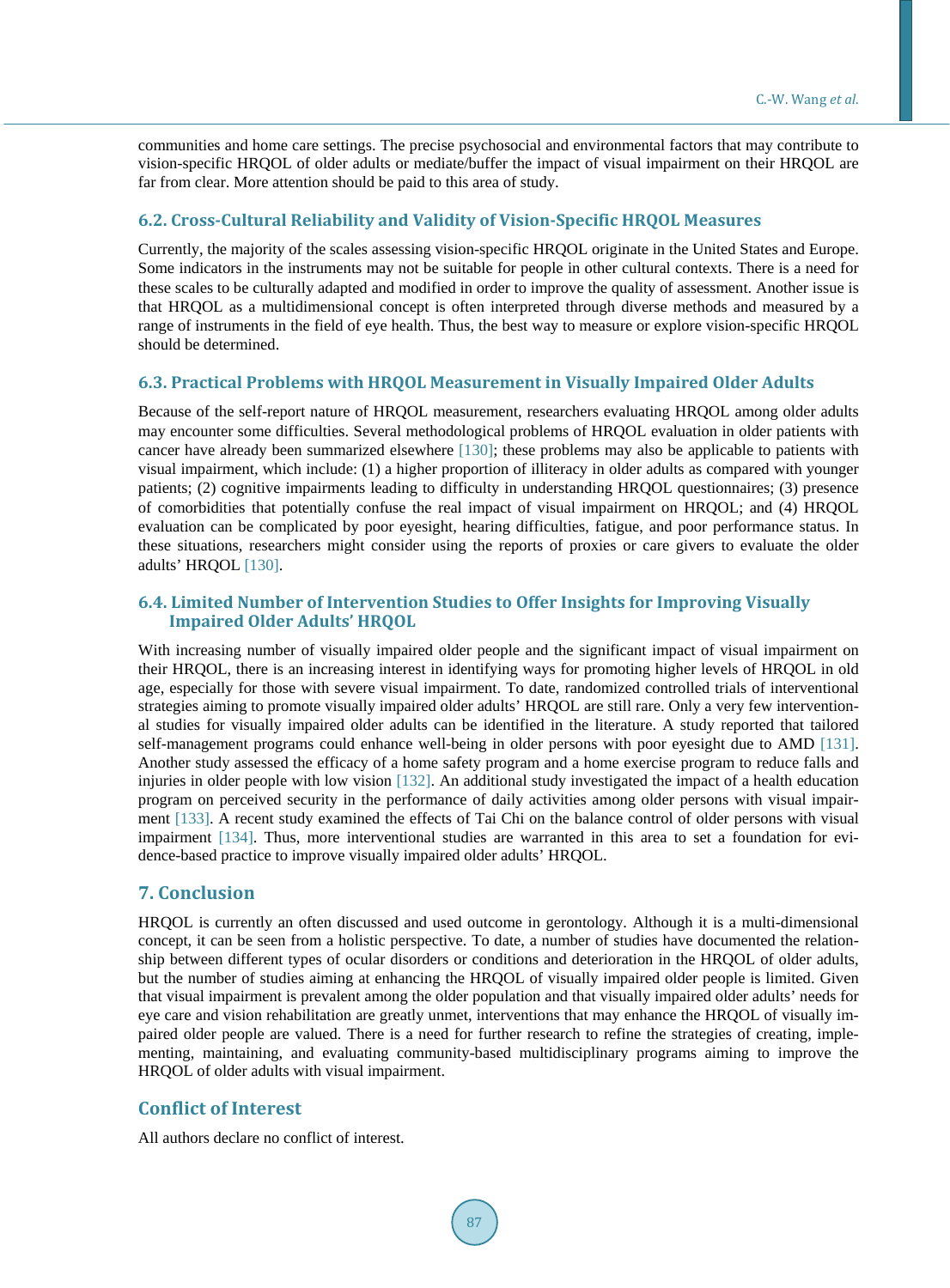communities and home care settings. The precise psychosocial and environmental factors that may contribute to vision-specific HRQOL of older adults or mediate/buffer the impact of visual impairment on their HRQOL are far from clear. More attention should be paid to this area of study.

### 6.2. Cross-Cultural Reliability and Validity of Vision-Specific HRQOL Measures

Currently, the majority of the scales assessing vision-specific HRQOL originate in the United States and Europe. Some indicators in the instruments may not be suitable for people in other cultural contexts. There is a need for these scales to be culturally adapted and modified in order to improve the quality of assessment. Another issue is that HRQOL as a multidimensional concept is often interpreted through diverse methods and measured by a range of instruments in the field of eye health. Thus, the best way to measure or explore vision-specific HRQOL should be determined.

### 6.3. Practical Problems with HRQOL Measurement in Visually Impaired Older Adults

Because of the self-report nature of HRQOL measurement, researchers evaluating HRQOL among older adults may encounter some difficulties. Several methodological problems of HRQOL evaluation in older patients with cancer have already been summarized elsewhere [130]; these problems may also be applicable to patients with visual impairment, which include: (1) a higher proportion of illiteracy in older adults as compared with younger patients; (2) cognitive impairments leading to difficulty in understanding HRQOL questionnaires; (3) presence of comorbidities that potentially confuse the real impact of visual impairment on HRQOL; and (4) HRQOL evaluation can be complicated by poor eyesight, hearing difficulties, fatigue, and poor performance status. In these situations, researchers might consider using the reports of proxies or care givers to evaluate the older adults' HRQOL [130].

### 6.4. Limited Number of Intervention Studies to Offer Insights for Improving Visually Impaired Older Adults' HRQOL

With increasing number of visually impaired older people and the significant impact of visual impairment on their HRQOL, there is an increasing interest in identifying ways for promoting higher levels of HRQOL in old age, especially for those with severe visual impairment. To date, randomized controlled trials of interventional strategies aiming to promote visually impaired older adults' HRQOL are still rare. Only a very few interventional studies for visually impaired older adults can be identified in the literature. A study reported that tailored self-management programs could enhance well-being in older persons with poor eyesight due to AMD [131]. Another study assessed the efficacy of a home safety program and a home exercise program to reduce falls and injuries in older people with low vision [132]. An additional study investigated the impact of a health education program on perceived security in the performance of daily activities among older persons with visual impairment [133]. A recent study examined the effects of Tai Chi on the balance control of older persons with visual impairment [134]. Thus, more interventional studies are warranted in this area to set a foundation for evidence-based practice to improve visually impaired older adults' HRQOL.

## 7. Conclusion

HRQOL is currently an often discussed and used outcome in gerontology. Although it is a multi-dimensional concept, it can be seen from a holistic perspective. To date, a number of studies have documented the relationship between different types of ocular disorders or conditions and deterioration in the HRQOL of older adults, but the number of studies aiming at enhancing the HRQOL of visually impaired older people is limited. Given that visual impairment is prevalent among the older population and that visually impaired older adults' needs for eye care and vision rehabilitation are greatly unmet, interventions that may enhance the HRQOL of visually impaired older people are valued. There is a need for further research to refine the strategies of creating, implementing, maintaining, and evaluating community-based multidisciplinary programs aiming to improve the HRQOL of older adults with visual impairment.

## Conflict of Interest

All authors declare no conflict of interest.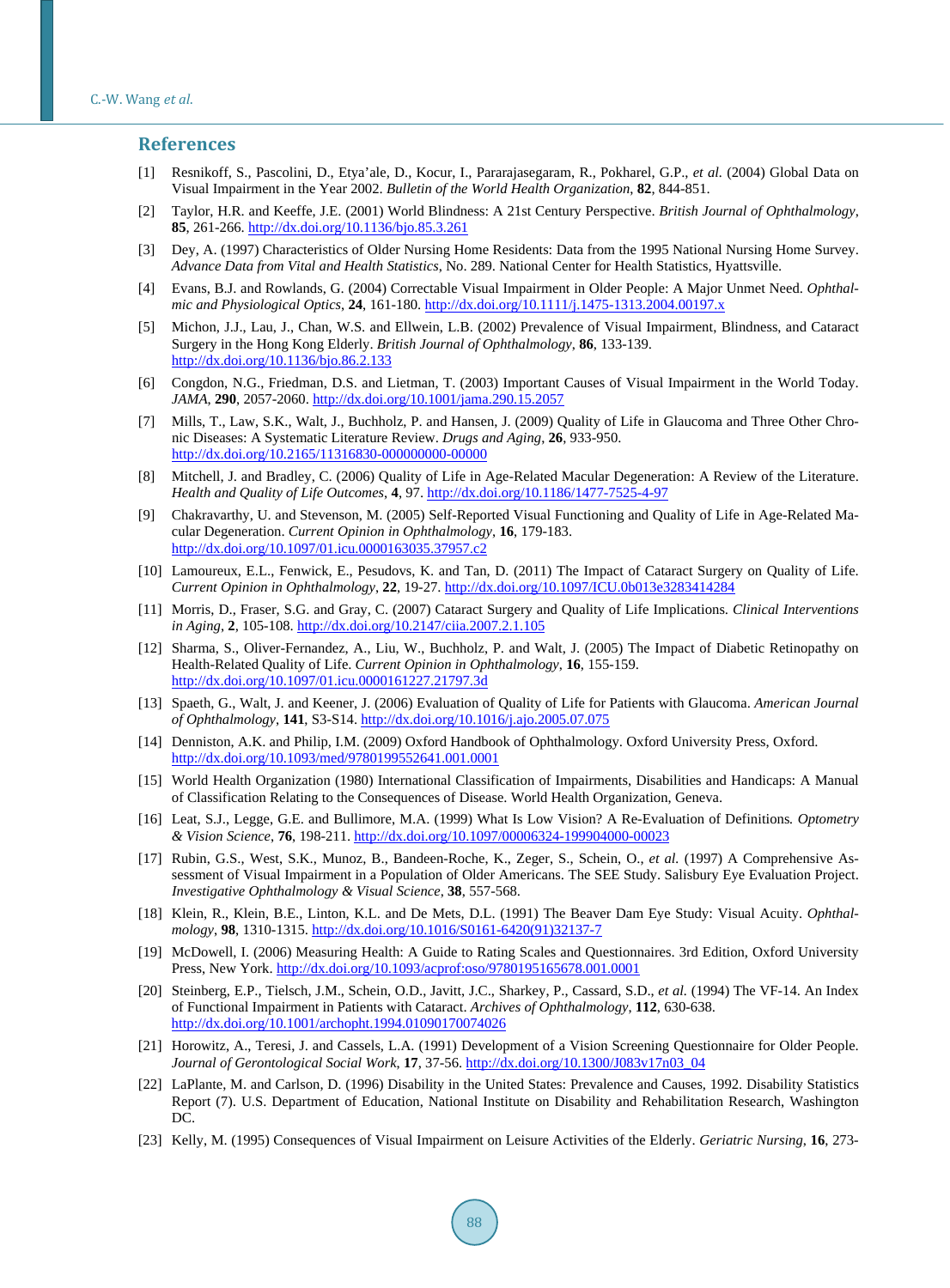## References

[1] Resnikoff, S., Pascolini, D., Etya'ale, D., Kocur, I., Pararajasegaram, R., Pokharel, G.P., *et al.* (2004) Global Data on Visual Impairment in the Year 2002. *Bulletin of the World Health Organization*, **82**, 844-851.

[2] Taylor, H.R. and Keeffe, J.E. (2001) World Blindness: A 21st Century Perspective. *British Journal of Ophthalmology*, **85**, 261-266. http://dx.doi.org/10.1136/bjo.85.3.261

[3] Dey, A. (1997) Characteristics of Older Nursing Home Residents: Data from the 1995 National Nursing Home Survey. *Advance Data from Vital and Health Statistics*, No. 289. National Center for Health Statistics, Hyattsville.

[4] Evans, B.J. and Rowlands, G. (2004) Correctable Visual Impairment in Older People: A Major Unmet Need. *Ophthalmic and Physiological Optics*, **24**, 161-180. http://dx.doi.org/10.1111/j.1475-1313.2004.00197.x

[5] Michon, J.J., Lau, J., Chan, W.S. and Ellwein, L.B. (2002) Prevalence of Visual Impairment, Blindness, and Cataract Surgery in the Hong Kong Elderly. *British Journal of Ophthalmology*, **86**, 133-139. http://dx.doi.org/10.1136/bjo.86.2.133

[6] Congdon, N.G., Friedman, D.S. and Lietman, T. (2003) Important Causes of Visual Impairment in the World Today. *JAMA*, **290**, 2057-2060. http://dx.doi.org/10.1001/jama.290.15.2057

[7] Mills, T., Law, S.K., Walt, J., Buchholz, P. and Hansen, J. (2009) Quality of Life in Glaucoma and Three Other Chronic Diseases: A Systematic Literature Review. *Drugs and Aging*, **26**, 933-950. http://dx.doi.org/10.2165/11316830-000000000-00000

[8] Mitchell, J. and Bradley, C. (2006) Quality of Life in Age-Related Macular Degeneration: A Review of the Literature. *Health and Quality of Life Outcomes*, **4**, 97. http://dx.doi.org/10.1186/1477-7525-4-97

[9] Chakravarthy, U. and Stevenson, M. (2005) Self-Reported Visual Functioning and Quality of Life in Age-Related Macular Degeneration. *Current Opinion in Ophthalmology*, **16**, 179-183. http://dx.doi.org/10.1097/01.icu.0000163035.37957.c2

[10] Lamoureux, E.L., Fenwick, E., Pesudovs, K. and Tan, D. (2011) The Impact of Cataract Surgery on Quality of Life. *Current Opinion in Ophthalmology*, **22**, 19-27. http://dx.doi.org/10.1097/ICU.0b013e3283414284

[11] Morris, D., Fraser, S.G. and Gray, C. (2007) Cataract Surgery and Quality of Life Implications. *Clinical Interventions in Aging*, **2**, 105-108. http://dx.doi.org/10.2147/ciia.2007.2.1.105

[12] Sharma, S., Oliver-Fernandez, A., Liu, W., Buchholz, P. and Walt, J. (2005) The Impact of Diabetic Retinopathy on Health-Related Quality of Life. *Current Opinion in Ophthalmology*, **16**, 155-159. http://dx.doi.org/10.1097/01.icu.0000161227.21797.3d

[13] Spaeth, G., Walt, J. and Keener, J. (2006) Evaluation of Quality of Life for Patients with Glaucoma. *American Journal of Ophthalmology*, **141**, S3-S14. http://dx.doi.org/10.1016/j.ajo.2005.07.075

[14] Denniston, A.K. and Philip, I.M. (2009) Oxford Handbook of Ophthalmology. Oxford University Press, Oxford. http://dx.doi.org/10.1093/med/9780199552641.001.0001

[15] World Health Organization (1980) International Classification of Impairments, Disabilities and Handicaps: A Manual of Classification Relating to the Consequences of Disease. World Health Organization, Geneva.

[16] Leat, S.J., Legge, G.E. and Bullimore, M.A. (1999) What Is Low Vision? A Re-Evaluation of Definitions. *Optometry & Vision Science*, **76**, 198-211. http://dx.doi.org/10.1097/00006324-199904000-00023

[17] Rubin, G.S., West, S.K., Munoz, B., Bandeen-Roche, K., Zeger, S., Schein, O., *et al.* (1997) A Comprehensive Assessment of Visual Impairment in a Population of Older Americans. The SEE Study. Salisbury Eye Evaluation Project. *Investigative Ophthalmology & Visual Science*, **38**, 557-568.

[18] Klein, R., Klein, B.E., Linton, K.L. and De Mets, D.L. (1991) The Beaver Dam Eye Study: Visual Acuity. *Ophthalmology*, **98**, 1310-1315. http://dx.doi.org/10.1016/S0161-6420(91)32137-7

[19] McDowell, I. (2006) Measuring Health: A Guide to Rating Scales and Questionnaires. 3rd Edition, Oxford University Press, New York. http://dx.doi.org/10.1093/acprof:oso/9780195165678.001.0001

[20] Steinberg, E.P., Tielsch, J.M., Schein, O.D., Javitt, J.C., Sharkey, P., Cassard, S.D., *et al.* (1994) The VF-14. An Index of Functional Impairment in Patients with Cataract. *Archives of Ophthalmology*, **112**, 630-638. http://dx.doi.org/10.1001/archopht.1994.01090170074026

[21] Horowitz, A., Teresi, J. and Cassels, L.A. (1991) Development of a Vision Screening Questionnaire for Older People. *Journal of Gerontological Social Work*, **17**, 37-56. http://dx.doi.org/10.1300/J083v17n03_04

[22] LaPlante, M. and Carlson, D. (1996) Disability in the United States: Prevalence and Causes, 1992. Disability Statistics Report (7). U.S. Department of Education, National Institute on Disability and Rehabilitation Research, Washington DC.

[23] Kelly, M. (1995) Consequences of Visual Impairment on Leisure Activities of the Elderly. *Geriatric Nursing*, **16**, 273-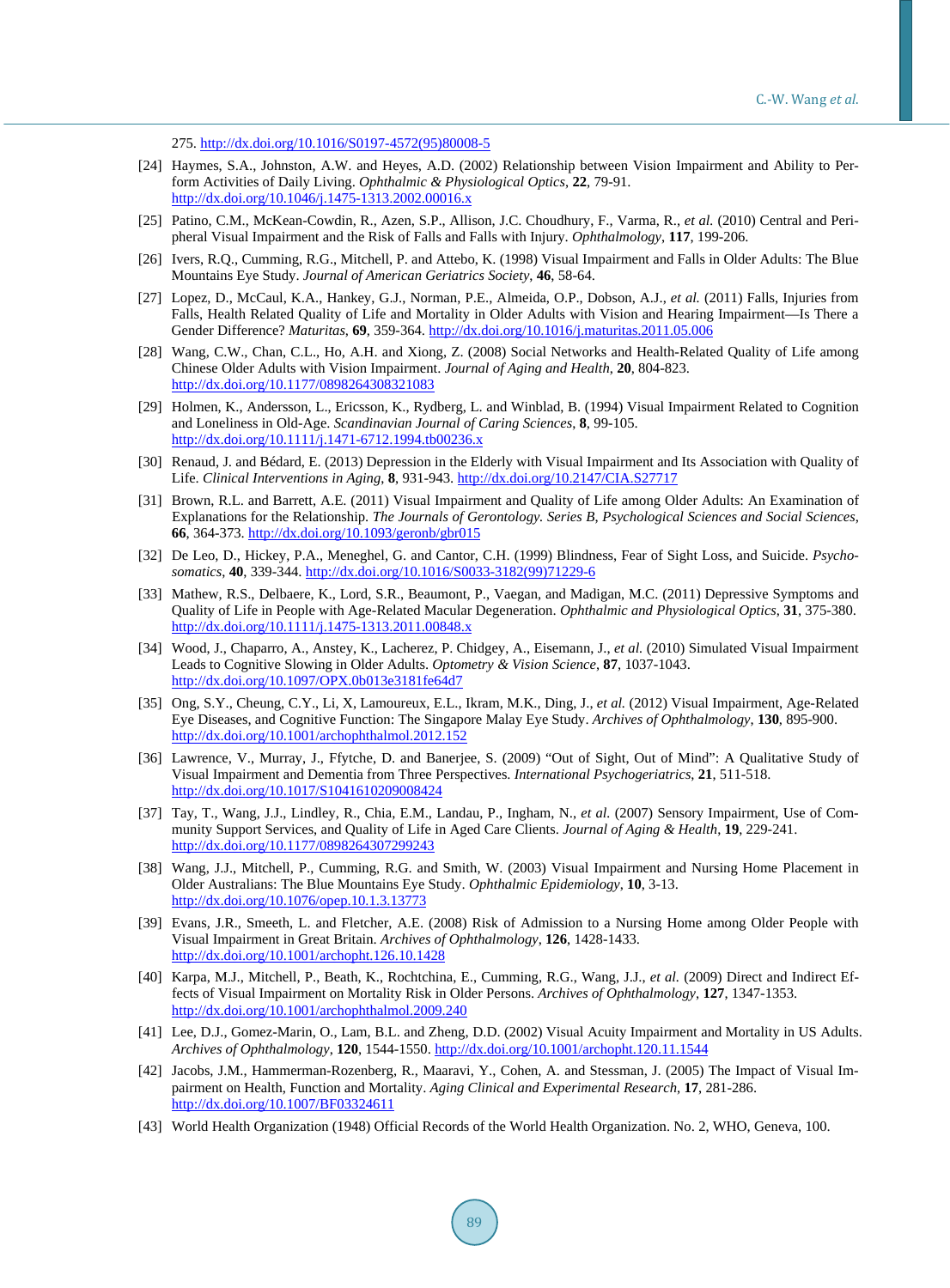275. http://dx.doi.org/10.1016/S0197-4572(95)80008-5

[24] Haymes, S.A., Johnston, A.W. and Heyes, A.D. (2002) Relationship between Vision Impairment and Ability to Perform Activities of Daily Living. *Ophthalmic & Physiological Optics*, **22**, 79-91. http://dx.doi.org/10.1046/j.1475-1313.2002.00016.x

[25] Patino, C.M., McKean-Cowdin, R., Azen, S.P., Allison, J.C. Choudhury, F., Varma, R., *et al.* (2010) Central and Peripheral Visual Impairment and the Risk of Falls and Falls with Injury. *Ophthalmology*, **117**, 199-206.

[26] Ivers, R.Q., Cumming, R.G., Mitchell, P. and Attebo, K. (1998) Visual Impairment and Falls in Older Adults: The Blue Mountains Eye Study. *Journal of American Geriatrics Society*, **46**, 58-64.

[27] Lopez, D., McCaul, K.A., Hankey, G.J., Norman, P.E., Almeida, O.P., Dobson, A.J., *et al.* (2011) Falls, Injuries from Falls, Health Related Quality of Life and Mortality in Older Adults with Vision and Hearing Impairment—Is There a Gender Difference? *Maturitas*, **69**, 359-364. http://dx.doi.org/10.1016/j.maturitas.2011.05.006

[28] Wang, C.W., Chan, C.L., Ho, A.H. and Xiong, Z. (2008) Social Networks and Health-Related Quality of Life among Chinese Older Adults with Vision Impairment. *Journal of Aging and Health*, **20**, 804-823. http://dx.doi.org/10.1177/0898264308321083

[29] Holmen, K., Andersson, L., Ericsson, K., Rydberg, L. and Winblad, B. (1994) Visual Impairment Related to Cognition and Loneliness in Old-Age. *Scandinavian Journal of Caring Sciences*, **8**, 99-105. http://dx.doi.org/10.1111/j.1471-6712.1994.tb00236.x

[30] Renaud, J. and Bédard, E. (2013) Depression in the Elderly with Visual Impairment and Its Association with Quality of Life. *Clinical Interventions in Aging*, **8**, 931-943. http://dx.doi.org/10.2147/CIA.S27717

[31] Brown, R.L. and Barrett, A.E. (2011) Visual Impairment and Quality of Life among Older Adults: An Examination of Explanations for the Relationship. *The Journals of Gerontology. Series B, Psychological Sciences and Social Sciences*, **66**, 364-373. http://dx.doi.org/10.1093/geronb/gbr015

[32] De Leo, D., Hickey, P.A., Meneghel, G. and Cantor, C.H. (1999) Blindness, Fear of Sight Loss, and Suicide. *Psychosomatics*, **40**, 339-344. http://dx.doi.org/10.1016/S0033-3182(99)71229-6

[33] Mathew, R.S., Delbaere, K., Lord, S.R., Beaumont, P., Vaegan, and Madigan, M.C. (2011) Depressive Symptoms and Quality of Life in People with Age-Related Macular Degeneration. *Ophthalmic and Physiological Optics*, **31**, 375-380. http://dx.doi.org/10.1111/j.1475-1313.2011.00848.x

[34] Wood, J., Chaparro, A., Anstey, K., Lacherez, P. Chidgey, A., Eisemann, J., *et al.* (2010) Simulated Visual Impairment Leads to Cognitive Slowing in Older Adults. *Optometry & Vision Science*, **87**, 1037-1043. http://dx.doi.org/10.1097/OPX.0b013e3181fe64d7

[35] Ong, S.Y., Cheung, C.Y., Li, X, Lamoureux, E.L., Ikram, M.K., Ding, J., *et al.* (2012) Visual Impairment, Age-Related Eye Diseases, and Cognitive Function: The Singapore Malay Eye Study. *Archives of Ophthalmology*, **130**, 895-900. http://dx.doi.org/10.1001/archophthalmol.2012.152

[36] Lawrence, V., Murray, J., Ffytche, D. and Banerjee, S. (2009) "Out of Sight, Out of Mind": A Qualitative Study of Visual Impairment and Dementia from Three Perspectives. *International Psychogeriatrics*, **21**, 511-518. http://dx.doi.org/10.1017/S1041610209008424

[37] Tay, T., Wang, J.J., Lindley, R., Chia, E.M., Landau, P., Ingham, N., *et al.* (2007) Sensory Impairment, Use of Community Support Services, and Quality of Life in Aged Care Clients. *Journal of Aging & Health*, **19**, 229-241. http://dx.doi.org/10.1177/0898264307299243

[38] Wang, J.J., Mitchell, P., Cumming, R.G. and Smith, W. (2003) Visual Impairment and Nursing Home Placement in Older Australians: The Blue Mountains Eye Study. *Ophthalmic Epidemiology*, **10**, 3-13. http://dx.doi.org/10.1076/opep.10.1.3.13773

[39] Evans, J.R., Smeeth, L. and Fletcher, A.E. (2008) Risk of Admission to a Nursing Home among Older People with Visual Impairment in Great Britain. *Archives of Ophthalmology*, **126**, 1428-1433. http://dx.doi.org/10.1001/archopht.126.10.1428

[40] Karpa, M.J., Mitchell, P., Beath, K., Rochtchina, E., Cumming, R.G., Wang, J.J., *et al.* (2009) Direct and Indirect Effects of Visual Impairment on Mortality Risk in Older Persons. *Archives of Ophthalmology*, **127**, 1347-1353. http://dx.doi.org/10.1001/archophthalmol.2009.240

[41] Lee, D.J., Gomez-Marin, O., Lam, B.L. and Zheng, D.D. (2002) Visual Acuity Impairment and Mortality in US Adults. *Archives of Ophthalmology*, **120**, 1544-1550. http://dx.doi.org/10.1001/archopht.120.11.1544

[42] Jacobs, J.M., Hammerman-Rozenberg, R., Maaravi, Y., Cohen, A. and Stessman, J. (2005) The Impact of Visual Impairment on Health, Function and Mortality. *Aging Clinical and Experimental Research*, **17**, 281-286. http://dx.doi.org/10.1007/BF03324611

[43] World Health Organization (1948) Official Records of the World Health Organization. No. 2, WHO, Geneva, 100.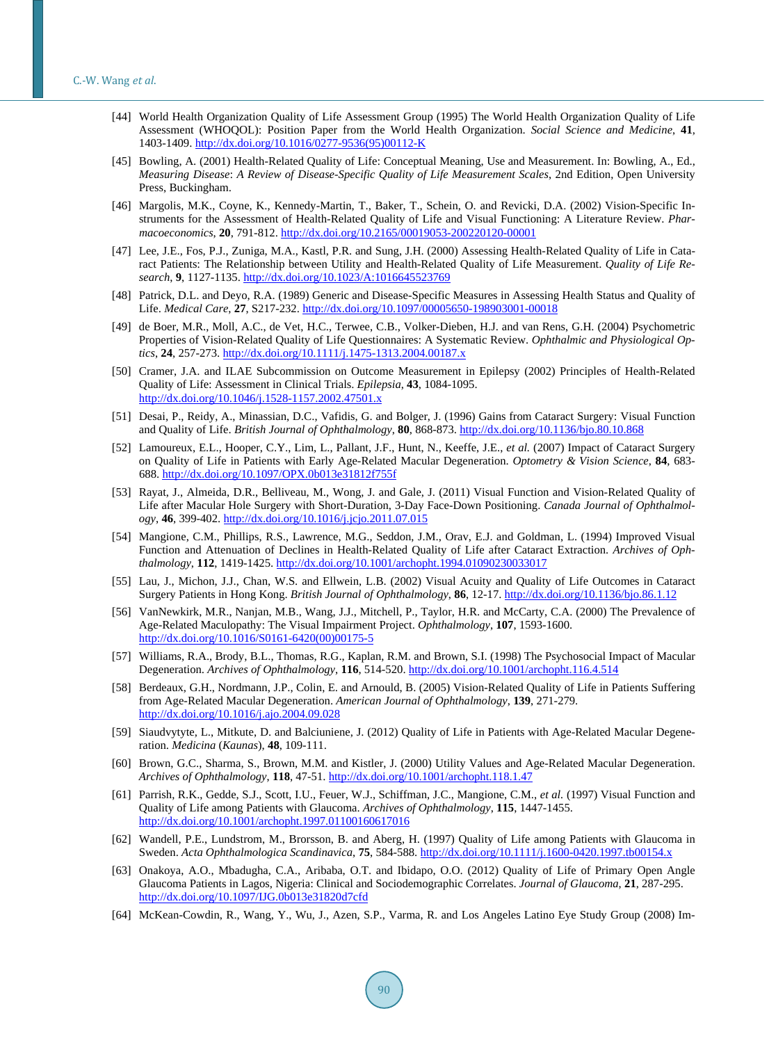[44] World Health Organization Quality of Life Assessment Group (1995) The World Health Organization Quality of Life Assessment (WHOQOL): Position Paper from the World Health Organization. *Social Science and Medicine*, **41**, 1403-1409. http://dx.doi.org/10.1016/0277-9536(95)00112-K

[45] Bowling, A. (2001) Health-Related Quality of Life: Conceptual Meaning, Use and Measurement. In: Bowling, A., Ed., *Measuring Disease*: *A Review of Disease-Specific Quality of Life Measurement Scales*, 2nd Edition, Open University Press, Buckingham.

[46] Margolis, M.K., Coyne, K., Kennedy-Martin, T., Baker, T., Schein, O. and Revicki, D.A. (2002) Vision-Specific Instruments for the Assessment of Health-Related Quality of Life and Visual Functioning: A Literature Review. *Pharmacoeconomics*, **20**, 791-812. http://dx.doi.org/10.2165/00019053-200220120-00001

[47] Lee, J.E., Fos, P.J., Zuniga, M.A., Kastl, P.R. and Sung, J.H. (2000) Assessing Health-Related Quality of Life in Cataract Patients: The Relationship between Utility and Health-Related Quality of Life Measurement. *Quality of Life Research*, **9**, 1127-1135. http://dx.doi.org/10.1023/A:1016645523769

[48] Patrick, D.L. and Deyo, R.A. (1989) Generic and Disease-Specific Measures in Assessing Health Status and Quality of Life. *Medical Care*, **27**, S217-232. http://dx.doi.org/10.1097/00005650-198903001-00018

[49] de Boer, M.R., Moll, A.C., de Vet, H.C., Terwee, C.B., Volker-Dieben, H.J. and van Rens, G.H. (2004) Psychometric Properties of Vision-Related Quality of Life Questionnaires: A Systematic Review. *Ophthalmic and Physiological Optics*, **24**, 257-273. http://dx.doi.org/10.1111/j.1475-1313.2004.00187.x

[50] Cramer, J.A. and ILAE Subcommission on Outcome Measurement in Epilepsy (2002) Principles of Health-Related Quality of Life: Assessment in Clinical Trials. *Epilepsia*, **43**, 1084-1095. http://dx.doi.org/10.1046/j.1528-1157.2002.47501.x

[51] Desai, P., Reidy, A., Minassian, D.C., Vafidis, G. and Bolger, J. (1996) Gains from Cataract Surgery: Visual Function and Quality of Life. *British Journal of Ophthalmology*, **80**, 868-873. http://dx.doi.org/10.1136/bjo.80.10.868

[52] Lamoureux, E.L., Hooper, C.Y., Lim, L., Pallant, J.F., Hunt, N., Keeffe, J.E., *et al.* (2007) Impact of Cataract Surgery on Quality of Life in Patients with Early Age-Related Macular Degeneration. *Optometry & Vision Science*, **84**, 683-688. http://dx.doi.org/10.1097/OPX.0b013e31812f755f

[53] Rayat, J., Almeida, D.R., Belliveau, M., Wong, J. and Gale, J. (2011) Visual Function and Vision-Related Quality of Life after Macular Hole Surgery with Short-Duration, 3-Day Face-Down Positioning. *Canada Journal of Ophthalmology*, **46**, 399-402. http://dx.doi.org/10.1016/j.jcjo.2011.07.015

[54] Mangione, C.M., Phillips, R.S., Lawrence, M.G., Seddon, J.M., Orav, E.J. and Goldman, L. (1994) Improved Visual Function and Attenuation of Declines in Health-Related Quality of Life after Cataract Extraction. *Archives of Ophthalmology*, **112**, 1419-1425. http://dx.doi.org/10.1001/archopht.1994.01090230033017

[55] Lau, J., Michon, J.J., Chan, W.S. and Ellwein, L.B. (2002) Visual Acuity and Quality of Life Outcomes in Cataract Surgery Patients in Hong Kong. *British Journal of Ophthalmology*, **86**, 12-17. http://dx.doi.org/10.1136/bjo.86.1.12

[56] VanNewkirk, M.R., Nanjan, M.B., Wang, J.J., Mitchell, P., Taylor, H.R. and McCarty, C.A. (2000) The Prevalence of Age-Related Maculopathy: The Visual Impairment Project. *Ophthalmology*, **107**, 1593-1600. http://dx.doi.org/10.1016/S0161-6420(00)00175-5

[57] Williams, R.A., Brody, B.L., Thomas, R.G., Kaplan, R.M. and Brown, S.I. (1998) The Psychosocial Impact of Macular Degeneration. *Archives of Ophthalmology*, **116**, 514-520. http://dx.doi.org/10.1001/archopht.116.4.514

[58] Berdeaux, G.H., Nordmann, J.P., Colin, E. and Arnould, B. (2005) Vision-Related Quality of Life in Patients Suffering from Age-Related Macular Degeneration. *American Journal of Ophthalmology*, **139**, 271-279. http://dx.doi.org/10.1016/j.ajo.2004.09.028

[59] Siaudvytyte, L., Mitkute, D. and Balciuniene, J. (2012) Quality of Life in Patients with Age-Related Macular Degeneration. *Medicina* (*Kaunas*), **48**, 109-111.

[60] Brown, G.C., Sharma, S., Brown, M.M. and Kistler, J. (2000) Utility Values and Age-Related Macular Degeneration. *Archives of Ophthalmology*, **118**, 47-51. http://dx.doi.org/10.1001/archopht.118.1.47

[61] Parrish, R.K., Gedde, S.J., Scott, I.U., Feuer, W.J., Schiffman, J.C., Mangione, C.M., *et al.* (1997) Visual Function and Quality of Life among Patients with Glaucoma. *Archives of Ophthalmology*, **115**, 1447-1455. http://dx.doi.org/10.1001/archopht.1997.01100160617016

[62] Wandell, P.E., Lundstrom, M., Brorsson, B. and Aberg, H. (1997) Quality of Life among Patients with Glaucoma in Sweden. *Acta Ophthalmologica Scandinavica*, **75**, 584-588. http://dx.doi.org/10.1111/j.1600-0420.1997.tb00154.x

[63] Onakoya, A.O., Mbadugha, C.A., Aribaba, O.T. and Ibidapo, O.O. (2012) Quality of Life of Primary Open Angle Glaucoma Patients in Lagos, Nigeria: Clinical and Sociodemographic Correlates. *Journal of Glaucoma*, **21**, 287-295. http://dx.doi.org/10.1097/IJG.0b013e31820d7cfd

[64] McKean-Cowdin, R., Wang, Y., Wu, J., Azen, S.P., Varma, R. and Los Angeles Latino Eye Study Group (2008) Im-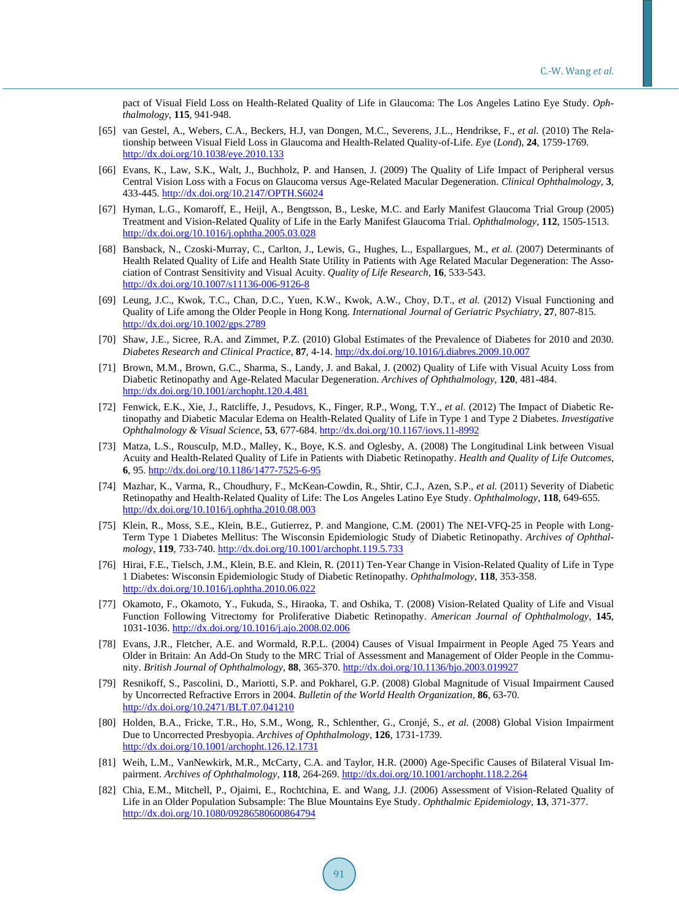pact of Visual Field Loss on Health-Related Quality of Life in Glaucoma: The Los Angeles Latino Eye Study. *Ophthalmology*, **115**, 941-948.

[65] van Gestel, A., Webers, C.A., Beckers, H.J, van Dongen, M.C., Severens, J.L., Hendrikse, F., *et al.* (2010) The Relationship between Visual Field Loss in Glaucoma and Health-Related Quality-of-Life. *Eye* (*Lond*), **24**, 1759-1769. http://dx.doi.org/10.1038/eye.2010.133

[66] Evans, K., Law, S.K., Walt, J., Buchholz, P. and Hansen, J. (2009) The Quality of Life Impact of Peripheral versus Central Vision Loss with a Focus on Glaucoma versus Age-Related Macular Degeneration. *Clinical Ophthalmology*, **3**, 433-445. http://dx.doi.org/10.2147/OPTH.S6024

[67] Hyman, L.G., Komaroff, E., Heijl, A., Bengtsson, B., Leske, M.C. and Early Manifest Glaucoma Trial Group (2005) Treatment and Vision-Related Quality of Life in the Early Manifest Glaucoma Trial. *Ophthalmology*, **112**, 1505-1513. http://dx.doi.org/10.1016/j.ophtha.2005.03.028

[68] Bansback, N., Czoski-Murray, C., Carlton, J., Lewis, G., Hughes, L., Espallargues, M., *et al.* (2007) Determinants of Health Related Quality of Life and Health State Utility in Patients with Age Related Macular Degeneration: The Association of Contrast Sensitivity and Visual Acuity. *Quality of Life Research*, **16**, 533-543. http://dx.doi.org/10.1007/s11136-006-9126-8

[69] Leung, J.C., Kwok, T.C., Chan, D.C., Yuen, K.W., Kwok, A.W., Choy, D.T., *et al.* (2012) Visual Functioning and Quality of Life among the Older People in Hong Kong. *International Journal of Geriatric Psychiatry*, **27**, 807-815. http://dx.doi.org/10.1002/gps.2789

[70] Shaw, J.E., Sicree, R.A. and Zimmet, P.Z. (2010) Global Estimates of the Prevalence of Diabetes for 2010 and 2030. *Diabetes Research and Clinical Practice*, **87**, 4-14. http://dx.doi.org/10.1016/j.diabres.2009.10.007

[71] Brown, M.M., Brown, G.C., Sharma, S., Landy, J. and Bakal, J. (2002) Quality of Life with Visual Acuity Loss from Diabetic Retinopathy and Age-Related Macular Degeneration. *Archives of Ophthalmology*, **120**, 481-484. http://dx.doi.org/10.1001/archopht.120.4.481

[72] Fenwick, E.K., Xie, J., Ratcliffe, J., Pesudovs, K., Finger, R.P., Wong, T.Y., *et al.* (2012) The Impact of Diabetic Retinopathy and Diabetic Macular Edema on Health-Related Quality of Life in Type 1 and Type 2 Diabetes. *Investigative Ophthalmology & Visual Science*, **53**, 677-684. http://dx.doi.org/10.1167/iovs.11-8992

[73] Matza, L.S., Rousculp, M.D., Malley, K., Boye, K.S. and Oglesby, A. (2008) The Longitudinal Link between Visual Acuity and Health-Related Quality of Life in Patients with Diabetic Retinopathy. *Health and Quality of Life Outcomes*, **6**, 95. http://dx.doi.org/10.1186/1477-7525-6-95

[74] Mazhar, K., Varma, R., Choudhury, F., McKean-Cowdin, R., Shtir, C.J., Azen, S.P., *et al.* (2011) Severity of Diabetic Retinopathy and Health-Related Quality of Life: The Los Angeles Latino Eye Study. *Ophthalmology*, **118**, 649-655. http://dx.doi.org/10.1016/j.ophtha.2010.08.003

[75] Klein, R., Moss, S.E., Klein, B.E., Gutierrez, P. and Mangione, C.M. (2001) The NEI-VFQ-25 in People with Long-Term Type 1 Diabetes Mellitus: The Wisconsin Epidemiologic Study of Diabetic Retinopathy. *Archives of Ophthalmology*, **119**, 733-740. http://dx.doi.org/10.1001/archopht.119.5.733

[76] Hirai, F.E., Tielsch, J.M., Klein, B.E. and Klein, R. (2011) Ten-Year Change in Vision-Related Quality of Life in Type 1 Diabetes: Wisconsin Epidemiologic Study of Diabetic Retinopathy. *Ophthalmology*, **118**, 353-358. http://dx.doi.org/10.1016/j.ophtha.2010.06.022

[77] Okamoto, F., Okamoto, Y., Fukuda, S., Hiraoka, T. and Oshika, T. (2008) Vision-Related Quality of Life and Visual Function Following Vitrectomy for Proliferative Diabetic Retinopathy. *American Journal of Ophthalmology*, **145**, 1031-1036. http://dx.doi.org/10.1016/j.ajo.2008.02.006

[78] Evans, J.R., Fletcher, A.E. and Wormald, R.P.L. (2004) Causes of Visual Impairment in People Aged 75 Years and Older in Britain: An Add-On Study to the MRC Trial of Assessment and Management of Older People in the Community. *British Journal of Ophthalmology*, **88**, 365-370. http://dx.doi.org/10.1136/bjo.2003.019927

[79] Resnikoff, S., Pascolini, D., Mariotti, S.P. and Pokharel, G.P. (2008) Global Magnitude of Visual Impairment Caused by Uncorrected Refractive Errors in 2004. *Bulletin of the World Health Organization*, **86**, 63-70. http://dx.doi.org/10.2471/BLT.07.041210

[80] Holden, B.A., Fricke, T.R., Ho, S.M., Wong, R., Schlenther, G., Cronjé, S., *et al.* (2008) Global Vision Impairment Due to Uncorrected Presbyopia. *Archives of Ophthalmology*, **126**, 1731-1739. http://dx.doi.org/10.1001/archopht.126.12.1731

[81] Weih, L.M., VanNewkirk, M.R., McCarty, C.A. and Taylor, H.R. (2000) Age-Specific Causes of Bilateral Visual Impairment. *Archives of Ophthalmology*, **118**, 264-269. http://dx.doi.org/10.1001/archopht.118.2.264

[82] Chia, E.M., Mitchell, P., Ojaimi, E., Rochtchina, E. and Wang, J.J. (2006) Assessment of Vision-Related Quality of Life in an Older Population Subsample: The Blue Mountains Eye Study. *Ophthalmic Epidemiology*, **13**, 371-377. http://dx.doi.org/10.1080/09286580600864794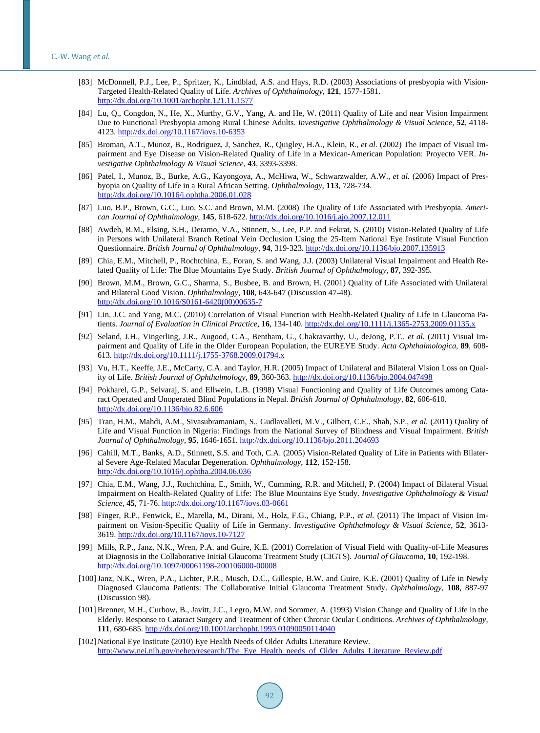[83] McDonnell, P.J., Lee, P., Spritzer, K., Lindblad, A.S. and Hays, R.D. (2003) Associations of presbyopia with Vision-Targeted Health-Related Quality of Life. *Archives of Ophthalmology*, **121**, 1577-1581. http://dx.doi.org/10.1001/archopht.121.11.1577

[84] Lu, Q., Congdon, N., He, X., Murthy, G.V., Yang, A. and He, W. (2011) Quality of Life and near Vision Impairment Due to Functional Presbyopia among Rural Chinese Adults. *Investigative Ophthalmology & Visual Science*, **52**, 4118-4123. http://dx.doi.org/10.1167/iovs.10-6353

[85] Broman, A.T., Munoz, B., Rodriguez, J, Sanchez, R., Quigley, H.A., Klein, R., *et al.* (2002) The Impact of Visual Impairment and Eye Disease on Vision-Related Quality of Life in a Mexican-American Population: Proyecto VER. *Investigative Ophthalmology & Visual Science*, **43**, 3393-3398.

[86] Patel, I., Munoz, B., Burke, A.G., Kayongoya, A., McHiwa, W., Schwarzwalder, A.W., *et al.* (2006) Impact of Presbyopia on Quality of Life in a Rural African Setting. *Ophthalmology*, **113**, 728-734. http://dx.doi.org/10.1016/j.ophtha.2006.01.028

[87] Luo, B.P., Brown, G.C., Luo, S.C. and Brown, M.M. (2008) The Quality of Life Associated with Presbyopia. *American Journal of Ophthalmology*, **145**, 618-622. http://dx.doi.org/10.1016/j.ajo.2007.12.011

[88] Awdeh, R.M., Elsing, S.H., Deramo, V.A., Stinnett, S., Lee, P.P. and Fekrat, S. (2010) Vision-Related Quality of Life in Persons with Unilateral Branch Retinal Vein Occlusion Using the 25-Item National Eye Institute Visual Function Questionnaire. *British Journal of Ophthalmology*, **94**, 319-323. http://dx.doi.org/10.1136/bjo.2007.135913

[89] Chia, E.M., Mitchell, P., Rochtchina, E., Foran, S. and Wang, J.J. (2003) Unilateral Visual Impairment and Health Related Quality of Life: The Blue Mountains Eye Study. *British Journal of Ophthalmology*, **87**, 392-395.

[90] Brown, M.M., Brown, G.C., Sharma, S., Busbee, B. and Brown, H. (2001) Quality of Life Associated with Unilateral and Bilateral Good Vision. *Ophthalmology*, **108**, 643-647 (Discussion 47-48). http://dx.doi.org/10.1016/S0161-6420(00)00635-7

[91] Lin, J.C. and Yang, M.C. (2010) Correlation of Visual Function with Health-Related Quality of Life in Glaucoma Patients. *Journal of Evaluation in Clinical Practice*, **16**, 134-140. http://dx.doi.org/10.1111/j.1365-2753.2009.01135.x

[92] Seland, J.H., Vingerling, J.R., Augood, C.A., Bentham, G., Chakravarthy, U., deJong, P.T., *et al.* (2011) Visual Impairment and Quality of Life in the Older European Population, the EUREYE Study. *Acta Ophthalmologica*, **89**, 608-613. http://dx.doi.org/10.1111/j.1755-3768.2009.01794.x

[93] Vu, H.T., Keeffe, J.E., McCarty, C.A. and Taylor, H.R. (2005) Impact of Unilateral and Bilateral Vision Loss on Quality of Life. *British Journal of Ophthalmology*, **89**, 360-363. http://dx.doi.org/10.1136/bjo.2004.047498

[94] Pokharel, G.P., Selvaraj, S. and Ellwein, L.B. (1998) Visual Functioning and Quality of Life Outcomes among Cataract Operated and Unoperated Blind Populations in Nepal. *British Journal of Ophthalmology*, **82**, 606-610. http://dx.doi.org/10.1136/bjo.82.6.606

[95] Tran, H.M., Mahdi, A.M., Sivasubramaniam, S., Gudlavalleti, M.V., Gilbert, C.E., Shah, S.P., *et al.* (2011) Quality of Life and Visual Function in Nigeria: Findings from the National Survey of Blindness and Visual Impairment. *British Journal of Ophthalmology*, **95**, 1646-1651. http://dx.doi.org/10.1136/bjo.2011.204693

[96] Cahill, M.T., Banks, A.D., Stinnett, S.S. and Toth, C.A. (2005) Vision-Related Quality of Life in Patients with Bilateral Severe Age-Related Macular Degeneration. *Ophthalmology*, **112**, 152-158. http://dx.doi.org/10.1016/j.ophtha.2004.06.036

[97] Chia, E.M., Wang, J.J., Rochtchina, E., Smith, W., Cumming, R.R. and Mitchell, P. (2004) Impact of Bilateral Visual Impairment on Health-Related Quality of Life: The Blue Mountains Eye Study. *Investigative Ophthalmology & Visual Science*, **45**, 71-76. http://dx.doi.org/10.1167/iovs.03-0661

[98] Finger, R.P., Fenwick, E., Marella, M., Dirani, M., Holz, F.G., Chiang, P.P., *et al.* (2011) The Impact of Vision Impairment on Vision-Specific Quality of Life in Germany. *Investigative Ophthalmology & Visual Science*, **52**, 3613-3619. http://dx.doi.org/10.1167/iovs.10-7127

[99] Mills, R.P., Janz, N.K., Wren, P.A. and Guire, K.E. (2001) Correlation of Visual Field with Quality-of-Life Measures at Diagnosis in the Collaborative Initial Glaucoma Treatment Study (CIGTS). *Journal of Glaucoma*, **10**, 192-198. http://dx.doi.org/10.1097/00061198-200106000-00008

[100] Janz, N.K., Wren, P.A., Lichter, P.R., Musch, D.C., Gillespie, B.W. and Guire, K.E. (2001) Quality of Life in Newly Diagnosed Glaucoma Patients: The Collaborative Initial Glaucoma Treatment Study. *Ophthalmology*, **108**, 887-97 (Discussion 98).

[101] Brenner, M.H., Curbow, B., Javitt, J.C., Legro, M.W. and Sommer, A. (1993) Vision Change and Quality of Life in the Elderly. Response to Cataract Surgery and Treatment of Other Chronic Ocular Conditions. *Archives of Ophthalmology*, **111**, 680-685. http://dx.doi.org/10.1001/archopht.1993.01090050114040

[102] National Eye Institute (2010) Eye Health Needs of Older Adults Literature Review. http://www.nei.nih.gov/nehep/research/The_Eye_Health_needs_of_Older_Adults_Literature_Review.pdf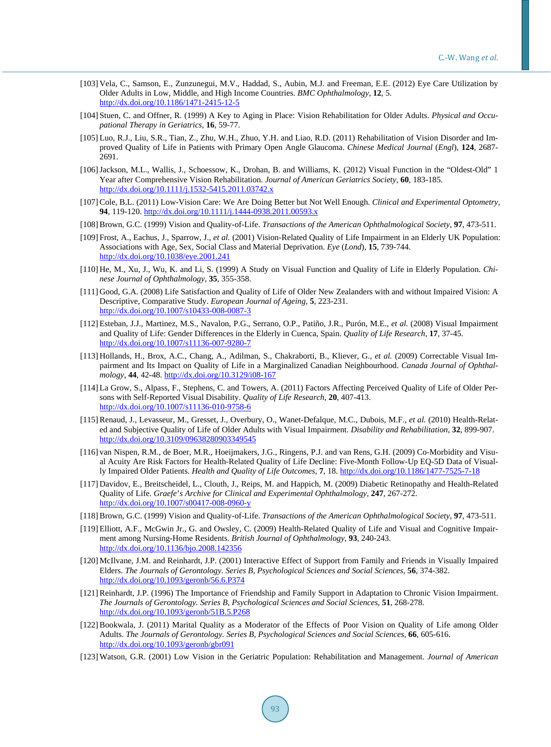[103] Vela, C., Samson, E., Zunzunegui, M.V., Haddad, S., Aubin, M.J. and Freeman, E.E. (2012) Eye Care Utilization by Older Adults in Low, Middle, and High Income Countries. *BMC Ophthalmology*, **12**, 5. http://dx.doi.org/10.1186/1471-2415-12-5

[104] Stuen, C. and Offner, R. (1999) A Key to Aging in Place: Vision Rehabilitation for Older Adults. *Physical and Occupational Therapy in Geriatrics*, **16**, 59-77.

[105] Luo, R.J., Liu, S.R., Tian, Z., Zhu, W.H., Zhuo, Y.H. and Liao, R.D. (2011) Rehabilitation of Vision Disorder and Improved Quality of Life in Patients with Primary Open Angle Glaucoma. *Chinese Medical Journal* (*Engl*), **124**, 2687-2691.

[106] Jackson, M.L., Wallis, J., Schoessow, K., Drohan, B. and Williams, K. (2012) Visual Function in the "Oldest-Old" 1 Year after Comprehensive Vision Rehabilitation. *Journal of American Geriatrics Society*, **60**, 183-185. http://dx.doi.org/10.1111/j.1532-5415.2011.03742.x

[107] Cole, B.L. (2011) Low-Vision Care: We Are Doing Better but Not Well Enough. *Clinical and Experimental Optometry*, **94**, 119-120. http://dx.doi.org/10.1111/j.1444-0938.2011.00593.x

[108] Brown, G.C. (1999) Vision and Quality-of-Life. *Transactions of the American Ophthalmological Society*, **97**, 473-511.

[109] Frost, A., Eachus, J., Sparrow, J., *et al.* (2001) Vision-Related Quality of Life Impairment in an Elderly UK Population: Associations with Age, Sex, Social Class and Material Deprivation. *Eye* (*Lond*), **15**, 739-744. http://dx.doi.org/10.1038/eye.2001.241

[110] He, M., Xu, J., Wu, K. and Li, S. (1999) A Study on Visual Function and Quality of Life in Elderly Population. *Chinese Journal of Ophthalmology*, **35**, 355-358.

[111] Good, G.A. (2008) Life Satisfaction and Quality of Life of Older New Zealanders with and without Impaired Vision: A Descriptive, Comparative Study. *European Journal of Ageing*, **5**, 223-231. http://dx.doi.org/10.1007/s10433-008-0087-3

[112] Esteban, J.J., Martinez, M.S., Navalon, P.G., Serrano, O.P., Patiño, J.R., Purón, M.E., *et al.* (2008) Visual Impairment and Quality of Life: Gender Differences in the Elderly in Cuenca, Spain. *Quality of Life Research*, **17**, 37-45. http://dx.doi.org/10.1007/s11136-007-9280-7

[113] Hollands, H., Brox, A.C., Chang, A., Adilman, S., Chakraborti, B., Kliever, G., *et al.* (2009) Correctable Visual Impairment and Its Impact on Quality of Life in a Marginalized Canadian Neighbourhood. *Canada Journal of Ophthalmology*, **44**, 42-48. http://dx.doi.org/10.3129/i08-167

[114] La Grow, S., Alpass, F., Stephens, C. and Towers, A. (2011) Factors Affecting Perceived Quality of Life of Older Persons with Self-Reported Visual Disability. *Quality of Life Research*, **20**, 407-413. http://dx.doi.org/10.1007/s11136-010-9758-6

[115] Renaud, J., Levasseur, M., Gresset, J., Overbury, O., Wanet-Defalque, M.C., Dubois, M.F., *et al.* (2010) Health-Related and Subjective Quality of Life of Older Adults with Visual Impairment. *Disability and Rehabilitation*, **32**, 899-907. http://dx.doi.org/10.3109/09638280903349545

[116] van Nispen, R.M., de Boer, M.R., Hoeijmakers, J.G., Ringens, P.J. and van Rens, G.H. (2009) Co-Morbidity and Visual Acuity Are Risk Factors for Health-Related Quality of Life Decline: Five-Month Follow-Up EQ-5D Data of Visually Impaired Older Patients. *Health and Quality of Life Outcomes*, **7**, 18. http://dx.doi.org/10.1186/1477-7525-7-18

[117] Davidov, E., Breitscheidel, L., Clouth, J., Reips, M. and Happich, M. (2009) Diabetic Retinopathy and Health-Related Quality of Life. *Graefe's Archive for Clinical and Experimental Ophthalmology*, **247**, 267-272. http://dx.doi.org/10.1007/s00417-008-0960-y

[118] Brown, G.C. (1999) Vision and Quality-of-Life. *Transactions of the American Ophthalmological Society*, **97**, 473-511.

[119] Elliott, A.F., McGwin Jr., G. and Owsley, C. (2009) Health-Related Quality of Life and Visual and Cognitive Impairment among Nursing-Home Residents. *British Journal of Ophthalmology*, **93**, 240-243. http://dx.doi.org/10.1136/bjo.2008.142356

[120] McIlvane, J.M. and Reinhardt, J.P. (2001) Interactive Effect of Support from Family and Friends in Visually Impaired Elders. *The Journals of Gerontology. Series B, Psychological Sciences and Social Sciences*, **56**, 374-382. http://dx.doi.org/10.1093/geronb/56.6.P374

[121] Reinhardt, J.P. (1996) The Importance of Friendship and Family Support in Adaptation to Chronic Vision Impairment. *The Journals of Gerontology. Series B, Psychological Sciences and Social Sciences*, **51**, 268-278. http://dx.doi.org/10.1093/geronb/51B.5.P268

[122] Bookwala, J. (2011) Marital Quality as a Moderator of the Effects of Poor Vision on Quality of Life among Older Adults. *The Journals of Gerontology. Series B, Psychological Sciences and Social Sciences*, **66**, 605-616. http://dx.doi.org/10.1093/geronb/gbr091

[123] Watson, G.R. (2001) Low Vision in the Geriatric Population: Rehabilitation and Management. *Journal of American*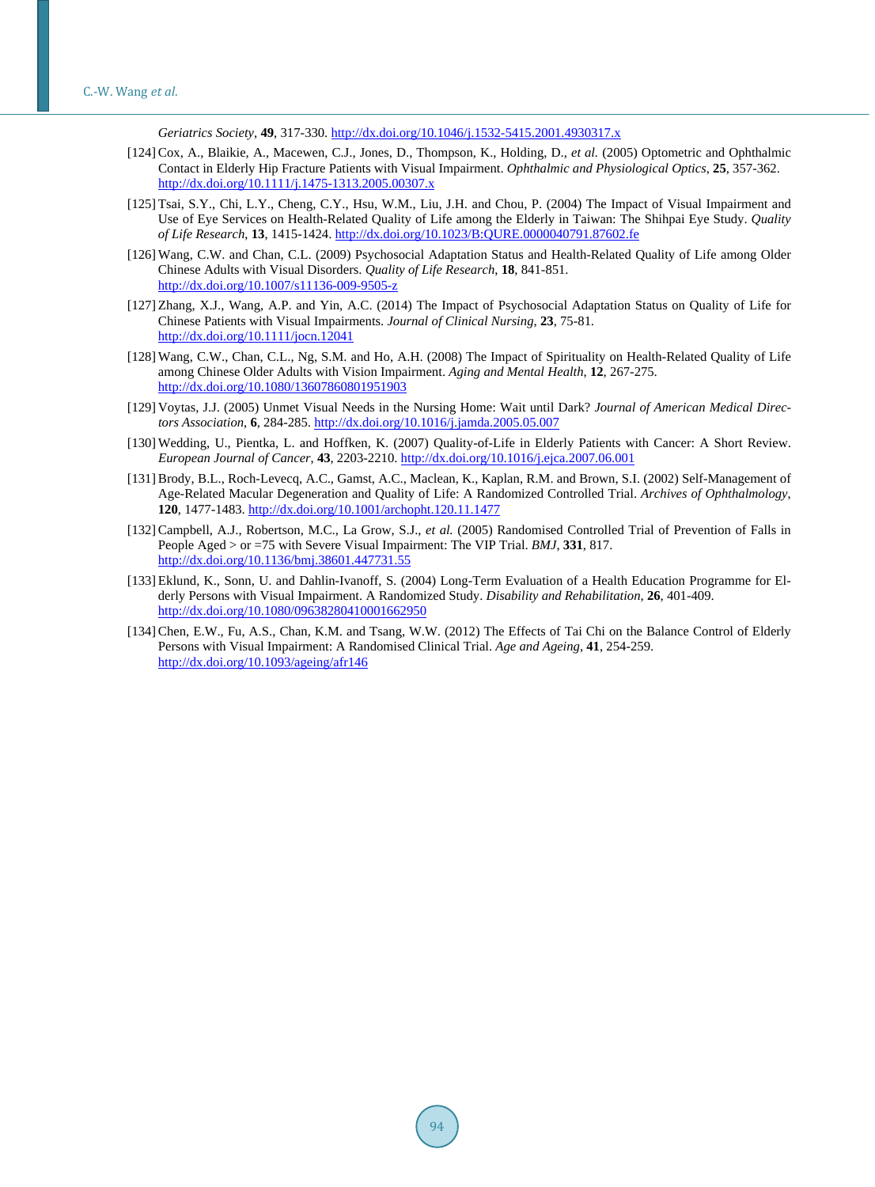*Geriatrics Society*, **49**, 317-330. http://dx.doi.org/10.1046/j.1532-5415.2001.4930317.x

[124] Cox, A., Blaikie, A., Macewen, C.J., Jones, D., Thompson, K., Holding, D., *et al.* (2005) Optometric and Ophthalmic Contact in Elderly Hip Fracture Patients with Visual Impairment. *Ophthalmic and Physiological Optics*, **25**, 357-362. http://dx.doi.org/10.1111/j.1475-1313.2005.00307.x

[125] Tsai, S.Y., Chi, L.Y., Cheng, C.Y., Hsu, W.M., Liu, J.H. and Chou, P. (2004) The Impact of Visual Impairment and Use of Eye Services on Health-Related Quality of Life among the Elderly in Taiwan: The Shihpai Eye Study. *Quality of Life Research*, **13**, 1415-1424. http://dx.doi.org/10.1023/B:QURE.0000040791.87602.fe

[126] Wang, C.W. and Chan, C.L. (2009) Psychosocial Adaptation Status and Health-Related Quality of Life among Older Chinese Adults with Visual Disorders. *Quality of Life Research*, **18**, 841-851. http://dx.doi.org/10.1007/s11136-009-9505-z

[127] Zhang, X.J., Wang, A.P. and Yin, A.C. (2014) The Impact of Psychosocial Adaptation Status on Quality of Life for Chinese Patients with Visual Impairments. *Journal of Clinical Nursing*, **23**, 75-81. http://dx.doi.org/10.1111/jocn.12041

[128] Wang, C.W., Chan, C.L., Ng, S.M. and Ho, A.H. (2008) The Impact of Spirituality on Health-Related Quality of Life among Chinese Older Adults with Vision Impairment. *Aging and Mental Health*, **12**, 267-275. http://dx.doi.org/10.1080/13607860801951903

[129] Voytas, J.J. (2005) Unmet Visual Needs in the Nursing Home: Wait until Dark? *Journal of American Medical Directors Association*, **6**, 284-285. http://dx.doi.org/10.1016/j.jamda.2005.05.007

[130] Wedding, U., Pientka, L. and Hoffken, K. (2007) Quality-of-Life in Elderly Patients with Cancer: A Short Review. *European Journal of Cancer*, **43**, 2203-2210. http://dx.doi.org/10.1016/j.ejca.2007.06.001

[131] Brody, B.L., Roch-Levecq, A.C., Gamst, A.C., Maclean, K., Kaplan, R.M. and Brown, S.I. (2002) Self-Management of Age-Related Macular Degeneration and Quality of Life: A Randomized Controlled Trial. *Archives of Ophthalmology*, **120**, 1477-1483. http://dx.doi.org/10.1001/archopht.120.11.1477

[132] Campbell, A.J., Robertson, M.C., La Grow, S.J., *et al.* (2005) Randomised Controlled Trial of Prevention of Falls in People Aged > or =75 with Severe Visual Impairment: The VIP Trial. *BMJ*, **331**, 817. http://dx.doi.org/10.1136/bmj.38601.447731.55

[133] Eklund, K., Sonn, U. and Dahlin-Ivanoff, S. (2004) Long-Term Evaluation of a Health Education Programme for Elderly Persons with Visual Impairment. A Randomized Study. *Disability and Rehabilitation*, **26**, 401-409. http://dx.doi.org/10.1080/09638280410001662950

[134] Chen, E.W., Fu, A.S., Chan, K.M. and Tsang, W.W. (2012) The Effects of Tai Chi on the Balance Control of Elderly Persons with Visual Impairment: A Randomised Clinical Trial. *Age and Ageing*, **41**, 254-259. http://dx.doi.org/10.1093/ageing/afr146